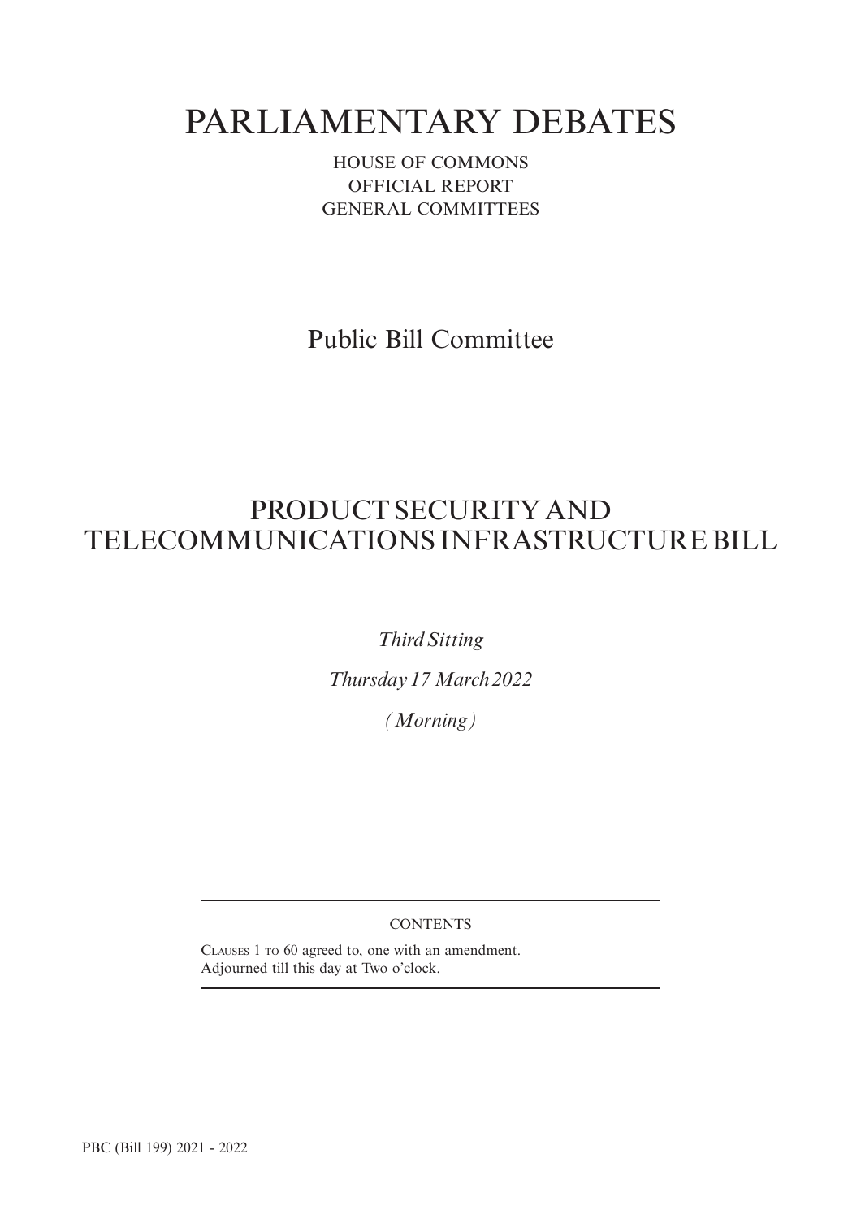# PARLIAMENTARY DEBATES

HOUSE OF COMMONS
OFFICIAL REPORT
GENERAL COMMITTEES

## Public Bill Committee

## PRODUCT SECURITY AND TELECOMMUNICATIONS INFRASTRUCTURE BILL

*Third Sitting*

*Thursday 17 March 2022*

*(Morning)*

---

CONTENTS

CLAUSES 1 TO 60 agreed to, one with an amendment.
Adjourned till this day at Two o'clock.

---

PBC (Bill 199) 2021 - 2022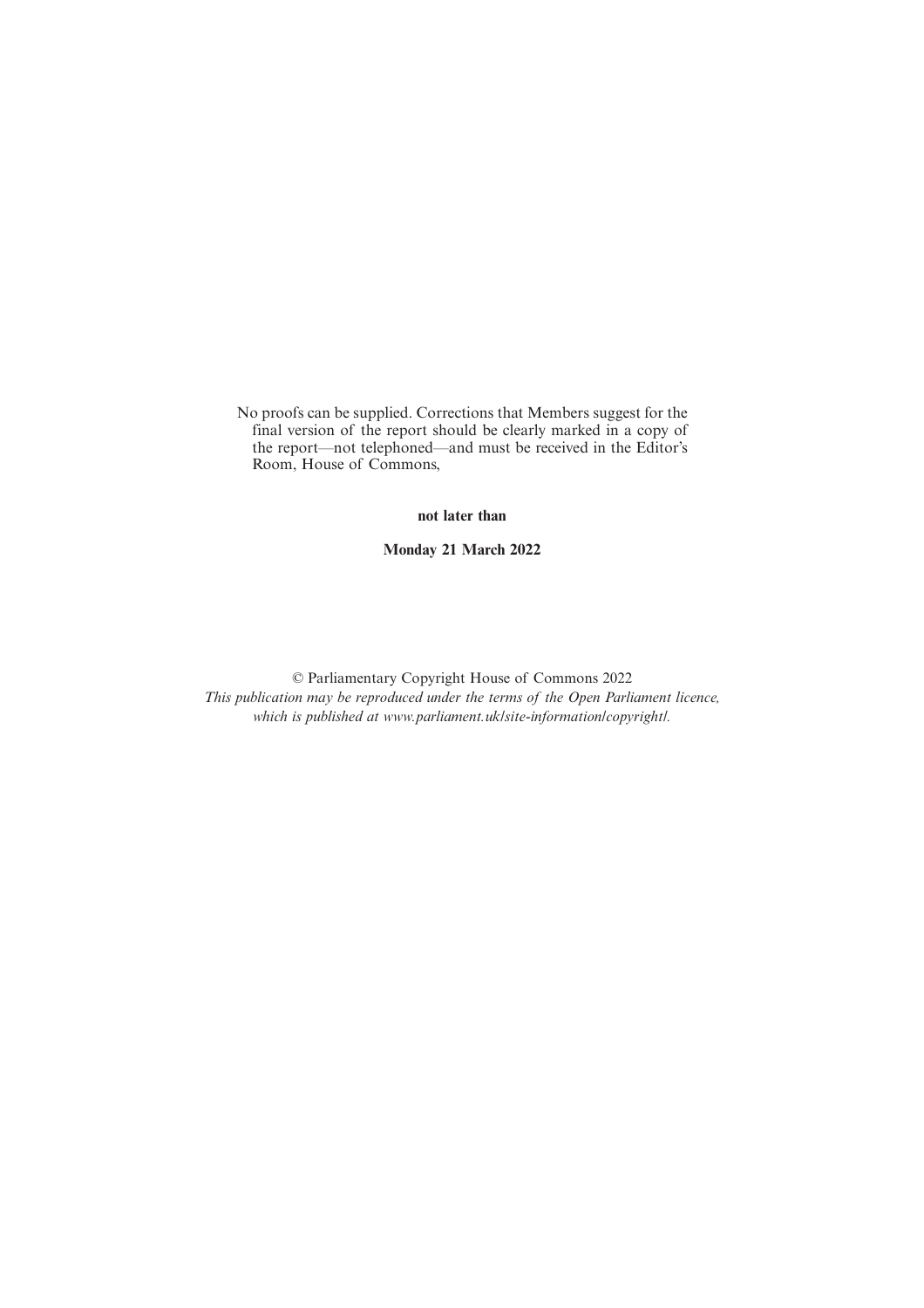No proofs can be supplied. Corrections that Members suggest for the final version of the report should be clearly marked in a copy of the report—not telephoned—and must be received in the Editor's Room, House of Commons,

**not later than**

**Monday 21 March 2022**

© Parliamentary Copyright House of Commons 2022

*This publication may be reproduced under the terms of the Open Parliament licence, which is published at www.parliament.uk/site-information/copyright/.*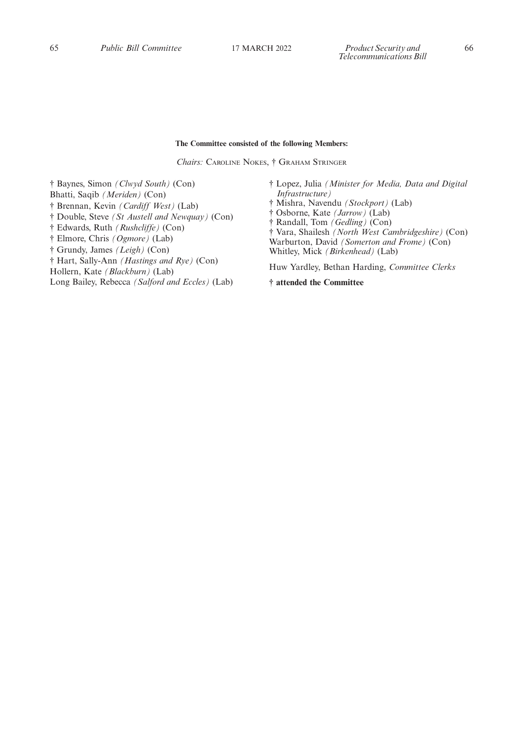**The Committee consisted of the following Members:**

*Chairs:* Caroline Nokes, † Graham Stringer

† Baynes, Simon *(Clwyd South)* (Con)
Bhatti, Saqib *(Meriden)* (Con)
† Brennan, Kevin *(Cardiff West)* (Lab)
† Double, Steve *(St Austell and Newquay)* (Con)
† Edwards, Ruth *(Rushcliffe)* (Con)
† Elmore, Chris *(Ogmore)* (Lab)
† Grundy, James *(Leigh)* (Con)
† Hart, Sally-Ann *(Hastings and Rye)* (Con)
Hollern, Kate *(Blackburn)* (Lab)
Long Bailey, Rebecca *(Salford and Eccles)* (Lab)
† Lopez, Julia *(Minister for Media, Data and Digital Infrastructure)*
† Mishra, Navendu *(Stockport)* (Lab)
† Osborne, Kate *(Jarrow)* (Lab)
† Randall, Tom *(Gedling)* (Con)
† Vara, Shailesh *(North West Cambridgeshire)* (Con)
Warburton, David *(Somerton and Frome)* (Con)
Whitley, Mick *(Birkenhead)* (Lab)

Huw Yardley, Bethan Harding, *Committee Clerks*

**† attended the Committee**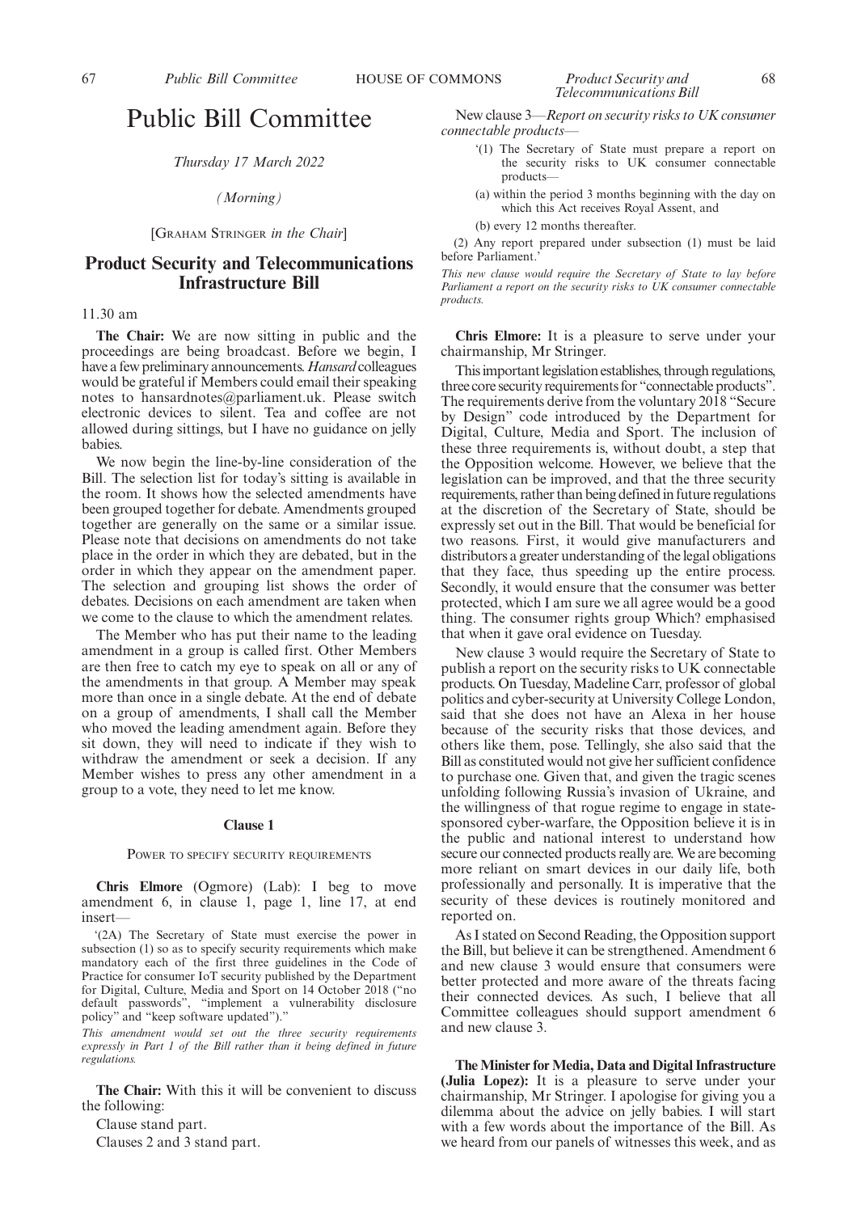# Public Bill Committee

*Thursday 17 March 2022*

*(Morning)*

[GRAHAM STRINGER *in the Chair*]

## Product Security and Telecommunications Infrastructure Bill

11.30 am

**The Chair:** We are now sitting in public and the proceedings are being broadcast. Before we begin, I have a few preliminary announcements. *Hansard* colleagues would be grateful if Members could email their speaking notes to hansardnotes@parliament.uk. Please switch electronic devices to silent. Tea and coffee are not allowed during sittings, but I have no guidance on jelly babies.

We now begin the line-by-line consideration of the Bill. The selection list for today's sitting is available in the room. It shows how the selected amendments have been grouped together for debate. Amendments grouped together are generally on the same or a similar issue. Please note that decisions on amendments do not take place in the order in which they are debated, but in the order in which they appear on the amendment paper. The selection and grouping list shows the order of debates. Decisions on each amendment are taken when we come to the clause to which the amendment relates.

The Member who has put their name to the leading amendment in a group is called first. Other Members are then free to catch my eye to speak on all or any of the amendments in that group. A Member may speak more than once in a single debate. At the end of debate on a group of amendments, I shall call the Member who moved the leading amendment again. Before they sit down, they will need to indicate if they wish to withdraw the amendment or seek a decision. If any Member wishes to press any other amendment in a group to a vote, they need to let me know.

### Clause 1

POWER TO SPECIFY SECURITY REQUIREMENTS

**Chris Elmore** (Ogmore) (Lab): I beg to move amendment 6, in clause 1, page 1, line 17, at end insert—

'(2A) The Secretary of State must exercise the power in subsection (1) so as to specify security requirements which make mandatory each of the first three guidelines in the Code of Practice for consumer IoT security published by the Department for Digital, Culture, Media and Sport on 14 October 2018 ("no default passwords", "implement a vulnerability disclosure policy" and "keep software updated")."

*This amendment would set out the three security requirements expressly in Part 1 of the Bill rather than it being defined in future regulations.*

**The Chair:** With this it will be convenient to discuss the following:

Clause stand part.

Clauses 2 and 3 stand part.

New clause 3—*Report on security risks to UK consumer connectable products*—

'(1) The Secretary of State must prepare a report on the security risks to UK consumer connectable products—

(a) within the period 3 months beginning with the day on which this Act receives Royal Assent, and

(b) every 12 months thereafter.

(2) Any report prepared under subsection (1) must be laid before Parliament.'

*This new clause would require the Secretary of State to lay before Parliament a report on the security risks to UK consumer connectable products.*

**Chris Elmore:** It is a pleasure to serve under your chairmanship, Mr Stringer.

This important legislation establishes, through regulations, three core security requirements for "connectable products". The requirements derive from the voluntary 2018 "Secure by Design" code introduced by the Department for Digital, Culture, Media and Sport. The inclusion of these three requirements is, without doubt, a step that the Opposition welcome. However, we believe that the legislation can be improved, and that the three security requirements, rather than being defined in future regulations at the discretion of the Secretary of State, should be expressly set out in the Bill. That would be beneficial for two reasons. First, it would give manufacturers and distributors a greater understanding of the legal obligations that they face, thus speeding up the entire process. Secondly, it would ensure that the consumer was better protected, which I am sure we all agree would be a good thing. The consumer rights group Which? emphasised that when it gave oral evidence on Tuesday.

New clause 3 would require the Secretary of State to publish a report on the security risks to UK connectable products. On Tuesday, Madeline Carr, professor of global politics and cyber-security at University College London, said that she does not have an Alexa in her house because of the security risks that those devices, and others like them, pose. Tellingly, she also said that the Bill as constituted would not give her sufficient confidence to purchase one. Given that, and given the tragic scenes unfolding following Russia's invasion of Ukraine, and the willingness of that rogue regime to engage in state-sponsored cyber-warfare, the Opposition believe it is in the public and national interest to understand how secure our connected products really are. We are becoming more reliant on smart devices in our daily life, both professionally and personally. It is imperative that the security of these devices is routinely monitored and reported on.

As I stated on Second Reading, the Opposition support the Bill, but believe it can be strengthened. Amendment 6 and new clause 3 would ensure that consumers were better protected and more aware of the threats facing their connected devices. As such, I believe that all Committee colleagues should support amendment 6 and new clause 3.

**The Minister for Media, Data and Digital Infrastructure (Julia Lopez):** It is a pleasure to serve under your chairmanship, Mr Stringer. I apologise for giving you a dilemma about the advice on jelly babies. I will start with a few words about the importance of the Bill. As we heard from our panels of witnesses this week, and as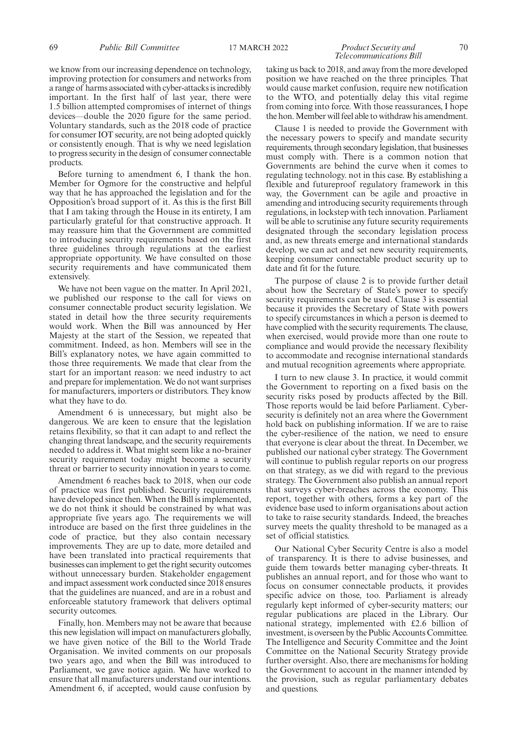we know from our increasing dependence on technology, improving protection for consumers and networks from a range of harms associated with cyber-attacks is incredibly important. In the first half of last year, there were 1.5 billion attempted compromises of internet of things devices—double the 2020 figure for the same period. Voluntary standards, such as the 2018 code of practice for consumer IOT security, are not being adopted quickly or consistently enough. That is why we need legislation to progress security in the design of consumer connectable products.

Before turning to amendment 6, I thank the hon. Member for Ogmore for the constructive and helpful way that he has approached the legislation and for the Opposition's broad support of it. As this is the first Bill that I am taking through the House in its entirety, I am particularly grateful for that constructive approach. It may reassure him that the Government are committed to introducing security requirements based on the first three guidelines through regulations at the earliest appropriate opportunity. We have consulted on those security requirements and have communicated them extensively.

We have not been vague on the matter. In April 2021, we published our response to the call for views on consumer connectable product security legislation. We stated in detail how the three security requirements would work. When the Bill was announced by Her Majesty at the start of the Session, we repeated that commitment. Indeed, as hon. Members will see in the Bill's explanatory notes, we have again committed to those three requirements. We made that clear from the start for an important reason: we need industry to act and prepare for implementation. We do not want surprises for manufacturers, importers or distributors. They know what they have to do.

Amendment 6 is unnecessary, but might also be dangerous. We are keen to ensure that the legislation retains flexibility, so that it can adapt to and reflect the changing threat landscape, and the security requirements needed to address it. What might seem like a no-brainer security requirement today might become a security threat or barrier to security innovation in years to come.

Amendment 6 reaches back to 2018, when our code of practice was first published. Security requirements have developed since then. When the Bill is implemented, we do not think it should be constrained by what was appropriate five years ago. The requirements we will introduce are based on the first three guidelines in the code of practice, but they also contain necessary improvements. They are up to date, more detailed and have been translated into practical requirements that businesses can implement to get the right security outcomes without unnecessary burden. Stakeholder engagement and impact assessment work conducted since 2018 ensures that the guidelines are nuanced, and are in a robust and enforceable statutory framework that delivers optimal security outcomes.

Finally, hon. Members may not be aware that because this new legislation will impact on manufacturers globally, we have given notice of the Bill to the World Trade Organisation. We invited comments on our proposals two years ago, and when the Bill was introduced to Parliament, we gave notice again. We have worked to ensure that all manufacturers understand our intentions. Amendment 6, if accepted, would cause confusion by taking us back to 2018, and away from the more developed position we have reached on the three principles. That would cause market confusion, require new notification to the WTO, and potentially delay this vital regime from coming into force. With those reassurances, I hope the hon. Member will feel able to withdraw his amendment.

Clause 1 is needed to provide the Government with the necessary powers to specify and mandate security requirements, through secondary legislation, that businesses must comply with. There is a common notion that Governments are behind the curve when it comes to regulating technology. not in this case. By establishing a flexible and futureproof regulatory framework in this way, the Government can be agile and proactive in amending and introducing security requirements through regulations, in lockstep with tech innovation. Parliament will be able to scrutinise any future security requirements designated through the secondary legislation process and, as new threats emerge and international standards develop, we can act and set new security requirements, keeping consumer connectable product security up to date and fit for the future.

The purpose of clause 2 is to provide further detail about how the Secretary of State's power to specify security requirements can be used. Clause 3 is essential because it provides the Secretary of State with powers to specify circumstances in which a person is deemed to have complied with the security requirements. The clause, when exercised, would provide more than one route to compliance and would provide the necessary flexibility to accommodate and recognise international standards and mutual recognition agreements where appropriate.

I turn to new clause 3. In practice, it would commit the Government to reporting on a fixed basis on the security risks posed by products affected by the Bill. Those reports would be laid before Parliament. Cyber-security is definitely not an area where the Government hold back on publishing information. If we are to raise the cyber-resilience of the nation, we need to ensure that everyone is clear about the threat. In December, we published our national cyber strategy. The Government will continue to publish regular reports on our progress on that strategy, as we did with regard to the previous strategy. The Government also publish an annual report that surveys cyber-breaches across the economy. This report, together with others, forms a key part of the evidence base used to inform organisations about action to take to raise security standards. Indeed, the breaches survey meets the quality threshold to be managed as a set of official statistics.

Our National Cyber Security Centre is also a model of transparency. It is there to advise businesses, and guide them towards better managing cyber-threats. It publishes an annual report, and for those who want to focus on consumer connectable products, it provides specific advice on those, too. Parliament is already regularly kept informed of cyber-security matters; our regular publications are placed in the Library. Our national strategy, implemented with £2.6 billion of investment, is overseen by the Public Accounts Committee. The Intelligence and Security Committee and the Joint Committee on the National Security Strategy provide further oversight. Also, there are mechanisms for holding the Government to account in the manner intended by the provision, such as regular parliamentary debates and questions.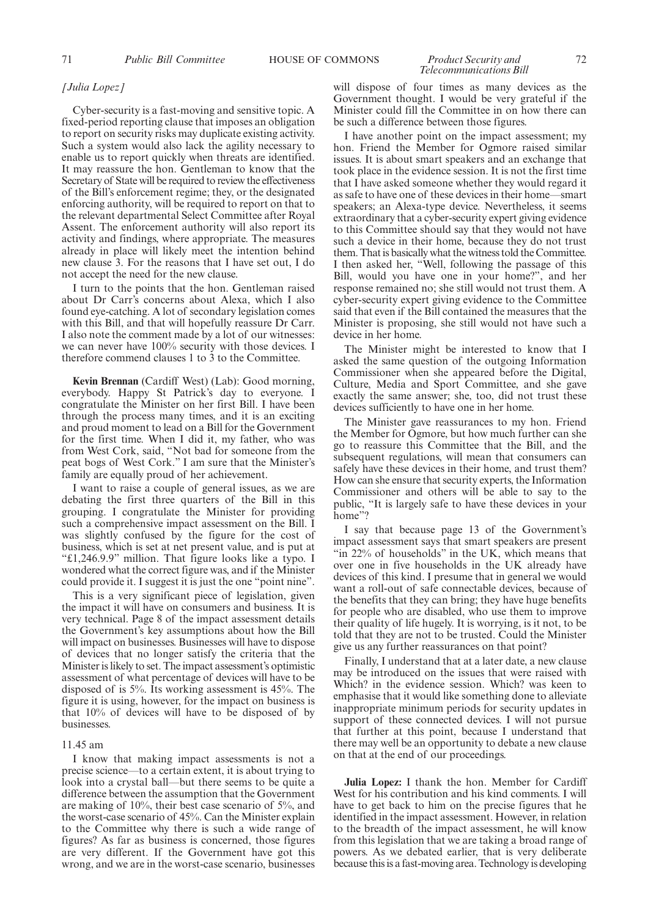*[Julia Lopez]*

Cyber-security is a fast-moving and sensitive topic. A fixed-period reporting clause that imposes an obligation to report on security risks may duplicate existing activity. Such a system would also lack the agility necessary to enable us to report quickly when threats are identified. It may reassure the hon. Gentleman to know that the Secretary of State will be required to review the effectiveness of the Bill's enforcement regime; they, or the designated enforcing authority, will be required to report on that to the relevant departmental Select Committee after Royal Assent. The enforcement authority will also report its activity and findings, where appropriate. The measures already in place will likely meet the intention behind new clause 3. For the reasons that I have set out, I do not accept the need for the new clause.

I turn to the points that the hon. Gentleman raised about Dr Carr's concerns about Alexa, which I also found eye-catching. A lot of secondary legislation comes with this Bill, and that will hopefully reassure Dr Carr. I also note the comment made by a lot of our witnesses: we can never have 100% security with those devices. I therefore commend clauses 1 to 3 to the Committee.

**Kevin Brennan** (Cardiff West) (Lab): Good morning, everybody. Happy St Patrick's day to everyone. I congratulate the Minister on her first Bill. I have been through the process many times, and it is an exciting and proud moment to lead on a Bill for the Government for the first time. When I did it, my father, who was from West Cork, said, "Not bad for someone from the peat bogs of West Cork." I am sure that the Minister's family are equally proud of her achievement.

I want to raise a couple of general issues, as we are debating the first three quarters of the Bill in this grouping. I congratulate the Minister for providing such a comprehensive impact assessment on the Bill. I was slightly confused by the figure for the cost of business, which is set at net present value, and is put at "£1,246.9.9" million. That figure looks like a typo. I wondered what the correct figure was, and if the Minister could provide it. I suggest it is just the one "point nine".

This is a very significant piece of legislation, given the impact it will have on consumers and business. It is very technical. Page 8 of the impact assessment details the Government's key assumptions about how the Bill will impact on businesses. Businesses will have to dispose of devices that no longer satisfy the criteria that the Minister is likely to set. The impact assessment's optimistic assessment of what percentage of devices will have to be disposed of is 5%. Its working assessment is 45%. The figure it is using, however, for the impact on business is that 10% of devices will have to be disposed of by businesses.

11.45 am

I know that making impact assessments is not a precise science—to a certain extent, it is about trying to look into a crystal ball—but there seems to be quite a difference between the assumption that the Government are making of 10%, their best case scenario of 5%, and the worst-case scenario of 45%. Can the Minister explain to the Committee why there is such a wide range of figures? As far as business is concerned, those figures are very different. If the Government have got this wrong, and we are in the worst-case scenario, businesses will dispose of four times as many devices as the Government thought. I would be very grateful if the Minister could fill the Committee in on how there can be such a difference between those figures.

I have another point on the impact assessment; my hon. Friend the Member for Ogmore raised similar issues. It is about smart speakers and an exchange that took place in the evidence session. It is not the first time that I have asked someone whether they would regard it as safe to have one of these devices in their home—smart speakers; an Alexa-type device. Nevertheless, it seems extraordinary that a cyber-security expert giving evidence to this Committee should say that they would not have such a device in their home, because they do not trust them. That is basically what the witness told the Committee. I then asked her, "Well, following the passage of this Bill, would you have one in your home?", and her response remained no; she still would not trust them. A cyber-security expert giving evidence to the Committee said that even if the Bill contained the measures that the Minister is proposing, she still would not have such a device in her home.

The Minister might be interested to know that I asked the same question of the outgoing Information Commissioner when she appeared before the Digital, Culture, Media and Sport Committee, and she gave exactly the same answer; she, too, did not trust these devices sufficiently to have one in her home.

The Minister gave reassurances to my hon. Friend the Member for Ogmore, but how much further can she go to reassure this Committee that the Bill, and the subsequent regulations, will mean that consumers can safely have these devices in their home, and trust them? How can she ensure that security experts, the Information Commissioner and others will be able to say to the public, "It is largely safe to have these devices in your home"?

I say that because page 13 of the Government's impact assessment says that smart speakers are present "in 22% of households" in the UK, which means that over one in five households in the UK already have devices of this kind. I presume that in general we would want a roll-out of safe connectable devices, because of the benefits that they can bring; they have huge benefits for people who are disabled, who use them to improve their quality of life hugely. It is worrying, is it not, to be told that they are not to be trusted. Could the Minister give us any further reassurances on that point?

Finally, I understand that at a later date, a new clause may be introduced on the issues that were raised with Which? in the evidence session. Which? was keen to emphasise that it would like something done to alleviate inappropriate minimum periods for security updates in support of these connected devices. I will not pursue that further at this point, because I understand that there may well be an opportunity to debate a new clause on that at the end of our proceedings.

**Julia Lopez:** I thank the hon. Member for Cardiff West for his contribution and his kind comments. I will have to get back to him on the precise figures that he identified in the impact assessment. However, in relation to the breadth of the impact assessment, he will know from this legislation that we are taking a broad range of powers. As we debated earlier, that is very deliberate because this is a fast-moving area. Technology is developing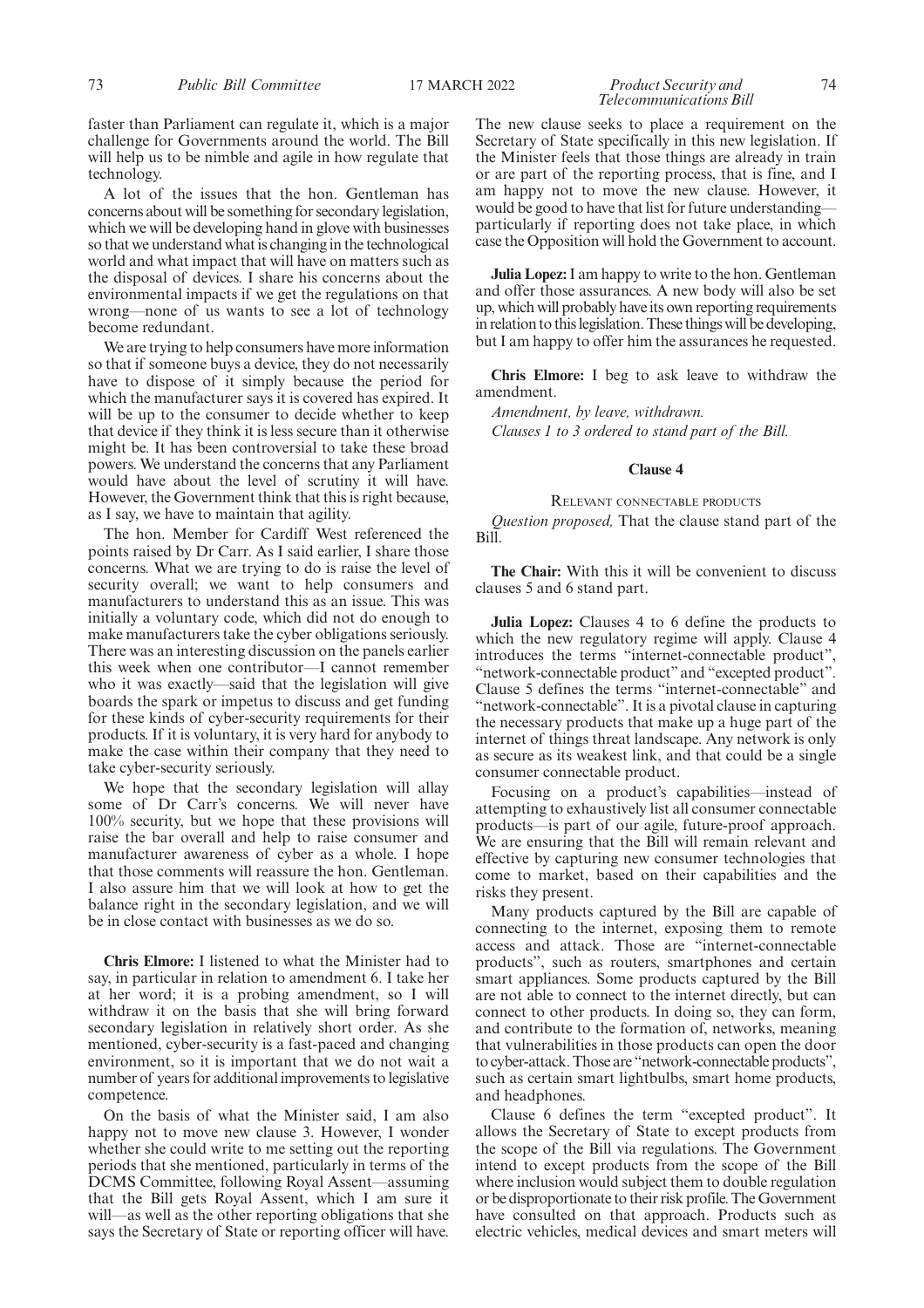faster than Parliament can regulate it, which is a major challenge for Governments around the world. The Bill will help us to be nimble and agile in how regulate that technology.

A lot of the issues that the hon. Gentleman has concerns about will be something for secondary legislation, which we will be developing hand in glove with businesses so that we understand what is changing in the technological world and what impact that will have on matters such as the disposal of devices. I share his concerns about the environmental impacts if we get the regulations on that wrong—none of us wants to see a lot of technology become redundant.

We are trying to help consumers have more information so that if someone buys a device, they do not necessarily have to dispose of it simply because the period for which the manufacturer says it is covered has expired. It will be up to the consumer to decide whether to keep that device if they think it is less secure than it otherwise might be. It has been controversial to take these broad powers. We understand the concerns that any Parliament would have about the level of scrutiny it will have. However, the Government think that this is right because, as I say, we have to maintain that agility.

The hon. Member for Cardiff West referenced the points raised by Dr Carr. As I said earlier, I share those concerns. What we are trying to do is raise the level of security overall; we want to help consumers and manufacturers to understand this as an issue. This was initially a voluntary code, which did not do enough to make manufacturers take the cyber obligations seriously. There was an interesting discussion on the panels earlier this week when one contributor—I cannot remember who it was exactly—said that the legislation will give boards the spark or impetus to discuss and get funding for these kinds of cyber-security requirements for their products. If it is voluntary, it is very hard for anybody to make the case within their company that they need to take cyber-security seriously.

We hope that the secondary legislation will allay some of Dr Carr's concerns. We will never have 100% security, but we hope that these provisions will raise the bar overall and help to raise consumer and manufacturer awareness of cyber as a whole. I hope that those comments will reassure the hon. Gentleman. I also assure him that we will look at how to get the balance right in the secondary legislation, and we will be in close contact with businesses as we do so.

**Chris Elmore:** I listened to what the Minister had to say, in particular in relation to amendment 6. I take her at her word; it is a probing amendment, so I will withdraw it on the basis that she will bring forward secondary legislation in relatively short order. As she mentioned, cyber-security is a fast-paced and changing environment, so it is important that we do not wait a number of years for additional improvements to legislative competence.

On the basis of what the Minister said, I am also happy not to move new clause 3. However, I wonder whether she could write to me setting out the reporting periods that she mentioned, particularly in terms of the DCMS Committee, following Royal Assent—assuming that the Bill gets Royal Assent, which I am sure it will—as well as the other reporting obligations that she says the Secretary of State or reporting officer will have.

The new clause seeks to place a requirement on the Secretary of State specifically in this new legislation. If the Minister feels that those things are already in train or are part of the reporting process, that is fine, and I am happy not to move the new clause. However, it would be good to have that list for future understanding—particularly if reporting does not take place, in which case the Opposition will hold the Government to account.

**Julia Lopez:** I am happy to write to the hon. Gentleman and offer those assurances. A new body will also be set up, which will probably have its own reporting requirements in relation to this legislation. These things will be developing, but I am happy to offer him the assurances he requested.

**Chris Elmore:** I beg to ask leave to withdraw the amendment.

*Amendment, by leave, withdrawn.*

*Clauses 1 to 3 ordered to stand part of the Bill.*

## Clause 4

### Relevant connectable products

*Question proposed,* That the clause stand part of the Bill.

**The Chair:** With this it will be convenient to discuss clauses 5 and 6 stand part.

**Julia Lopez:** Clauses 4 to 6 define the products to which the new regulatory regime will apply. Clause 4 introduces the terms "internet-connectable product", "network-connectable product" and "excepted product". Clause 5 defines the terms "internet-connectable" and "network-connectable". It is a pivotal clause in capturing the necessary products that make up a huge part of the internet of things threat landscape. Any network is only as secure as its weakest link, and that could be a single consumer connectable product.

Focusing on a product's capabilities—instead of attempting to exhaustively list all consumer connectable products—is part of our agile, future-proof approach. We are ensuring that the Bill will remain relevant and effective by capturing new consumer technologies that come to market, based on their capabilities and the risks they present.

Many products captured by the Bill are capable of connecting to the internet, exposing them to remote access and attack. Those are "internet-connectable products", such as routers, smartphones and certain smart appliances. Some products captured by the Bill are not able to connect to the internet directly, but can connect to other products. In doing so, they can form, and contribute to the formation of, networks, meaning that vulnerabilities in those products can open the door to cyber-attack. Those are "network-connectable products", such as certain smart lightbulbs, smart home products, and headphones.

Clause 6 defines the term "excepted product". It allows the Secretary of State to except products from the scope of the Bill via regulations. The Government intend to except products from the scope of the Bill where inclusion would subject them to double regulation or be disproportionate to their risk profile. The Government have consulted on that approach. Products such as electric vehicles, medical devices and smart meters will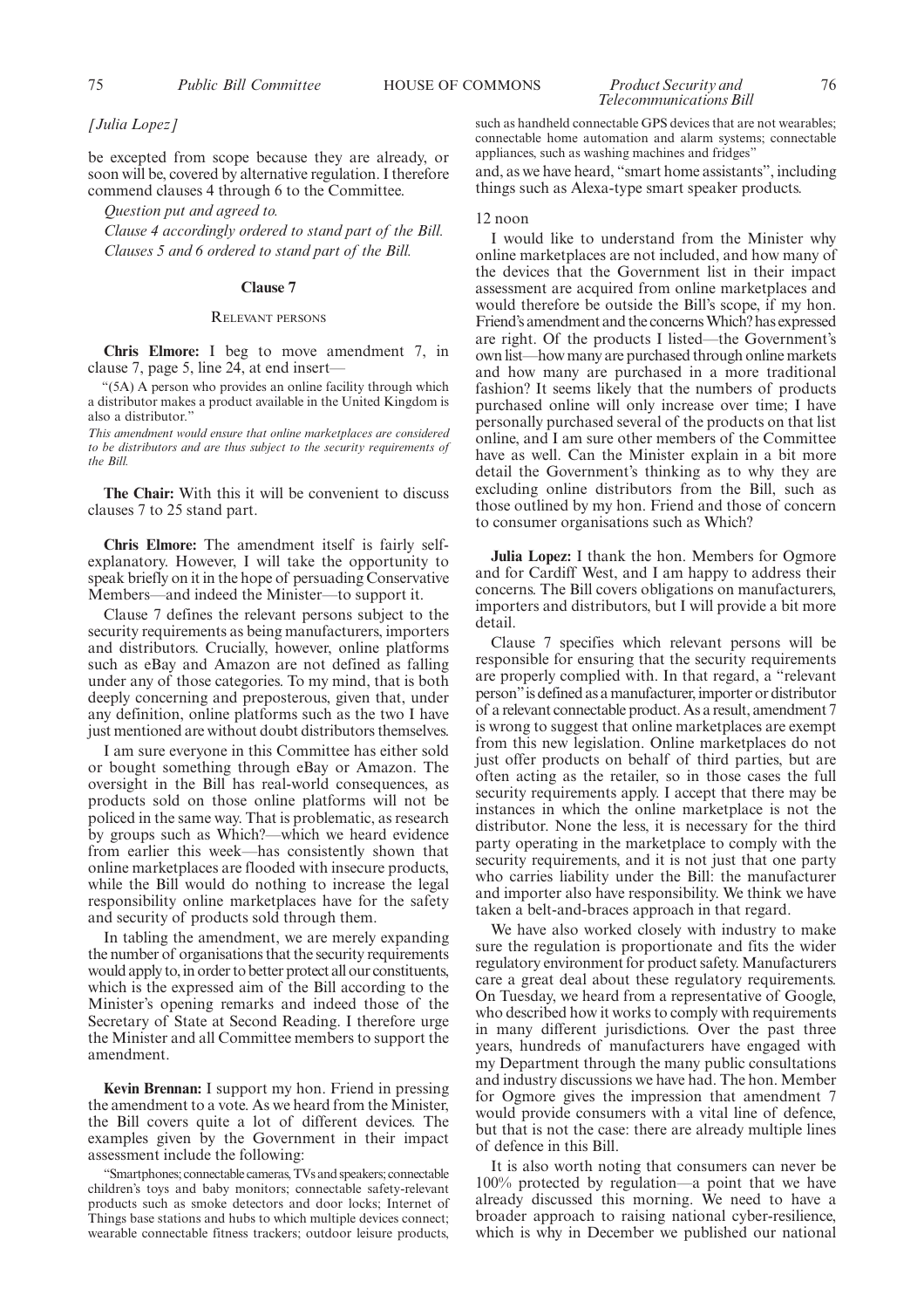*[Julia Lopez]*

be excepted from scope because they are already, or soon will be, covered by alternative regulation. I therefore commend clauses 4 through 6 to the Committee.

*Question put and agreed to.*

*Clause 4 accordingly ordered to stand part of the Bill.*

*Clauses 5 and 6 ordered to stand part of the Bill.*

## Clause 7

### Relevant persons

**Chris Elmore:** I beg to move amendment 7, in clause 7, page 5, line 24, at end insert—

"(5A) A person who provides an online facility through which a distributor makes a product available in the United Kingdom is also a distributor."

*This amendment would ensure that online marketplaces are considered to be distributors and are thus subject to the security requirements of the Bill.*

**The Chair:** With this it will be convenient to discuss clauses 7 to 25 stand part.

**Chris Elmore:** The amendment itself is fairly self-explanatory. However, I will take the opportunity to speak briefly on it in the hope of persuading Conservative Members—and indeed the Minister—to support it.

Clause 7 defines the relevant persons subject to the security requirements as being manufacturers, importers and distributors. Crucially, however, online platforms such as eBay and Amazon are not defined as falling under any of those categories. To my mind, that is both deeply concerning and preposterous, given that, under any definition, online platforms such as the two I have just mentioned are without doubt distributors themselves.

I am sure everyone in this Committee has either sold or bought something through eBay or Amazon. The oversight in the Bill has real-world consequences, as products sold on those online platforms will not be policed in the same way. That is problematic, as research by groups such as Which?—which we heard evidence from earlier this week—has consistently shown that online marketplaces are flooded with insecure products, while the Bill would do nothing to increase the legal responsibility online marketplaces have for the safety and security of products sold through them.

In tabling the amendment, we are merely expanding the number of organisations that the security requirements would apply to, in order to better protect all our constituents, which is the expressed aim of the Bill according to the Minister's opening remarks and indeed those of the Secretary of State at Second Reading. I therefore urge the Minister and all Committee members to support the amendment.

**Kevin Brennan:** I support my hon. Friend in pressing the amendment to a vote. As we heard from the Minister, the Bill covers quite a lot of different devices. The examples given by the Government in their impact assessment include the following:

"Smartphones; connectable cameras, TVs and speakers; connectable children's toys and baby monitors; connectable safety-relevant products such as smoke detectors and door locks; Internet of Things base stations and hubs to which multiple devices connect; wearable connectable fitness trackers; outdoor leisure products, such as handheld connectable GPS devices that are not wearables; connectable home automation and alarm systems; connectable appliances, such as washing machines and fridges"

and, as we have heard, "smart home assistants", including things such as Alexa-type smart speaker products.

12 noon

I would like to understand from the Minister why online marketplaces are not included, and how many of the devices that the Government list in their impact assessment are acquired from online marketplaces and would therefore be outside the Bill's scope, if my hon. Friend's amendment and the concerns Which? has expressed are right. Of the products I listed—the Government's own list—how many are purchased through online markets and how many are purchased in a more traditional fashion? It seems likely that the numbers of products purchased online will only increase over time; I have personally purchased several of the products on that list online, and I am sure other members of the Committee have as well. Can the Minister explain in a bit more detail the Government's thinking as to why they are excluding online distributors from the Bill, such as those outlined by my hon. Friend and those of concern to consumer organisations such as Which?

**Julia Lopez:** I thank the hon. Members for Ogmore and for Cardiff West, and I am happy to address their concerns. The Bill covers obligations on manufacturers, importers and distributors, but I will provide a bit more detail.

Clause 7 specifies which relevant persons will be responsible for ensuring that the security requirements are properly complied with. In that regard, a "relevant person" is defined as a manufacturer, importer or distributor of a relevant connectable product. As a result, amendment 7 is wrong to suggest that online marketplaces are exempt from this new legislation. Online marketplaces do not just offer products on behalf of third parties, but are often acting as the retailer, so in those cases the full security requirements apply. I accept that there may be instances in which the online marketplace is not the distributor. None the less, it is necessary for the third party operating in the marketplace to comply with the security requirements, and it is not just that one party who carries liability under the Bill: the manufacturer and importer also have responsibility. We think we have taken a belt-and-braces approach in that regard.

We have also worked closely with industry to make sure the regulation is proportionate and fits the wider regulatory environment for product safety. Manufacturers care a great deal about these regulatory requirements. On Tuesday, we heard from a representative of Google, who described how it works to comply with requirements in many different jurisdictions. Over the past three years, hundreds of manufacturers have engaged with my Department through the many public consultations and industry discussions we have had. The hon. Member for Ogmore gives the impression that amendment 7 would provide consumers with a vital line of defence, but that is not the case: there are already multiple lines of defence in this Bill.

It is also worth noting that consumers can never be 100% protected by regulation—a point that we have already discussed this morning. We need to have a broader approach to raising national cyber-resilience, which is why in December we published our national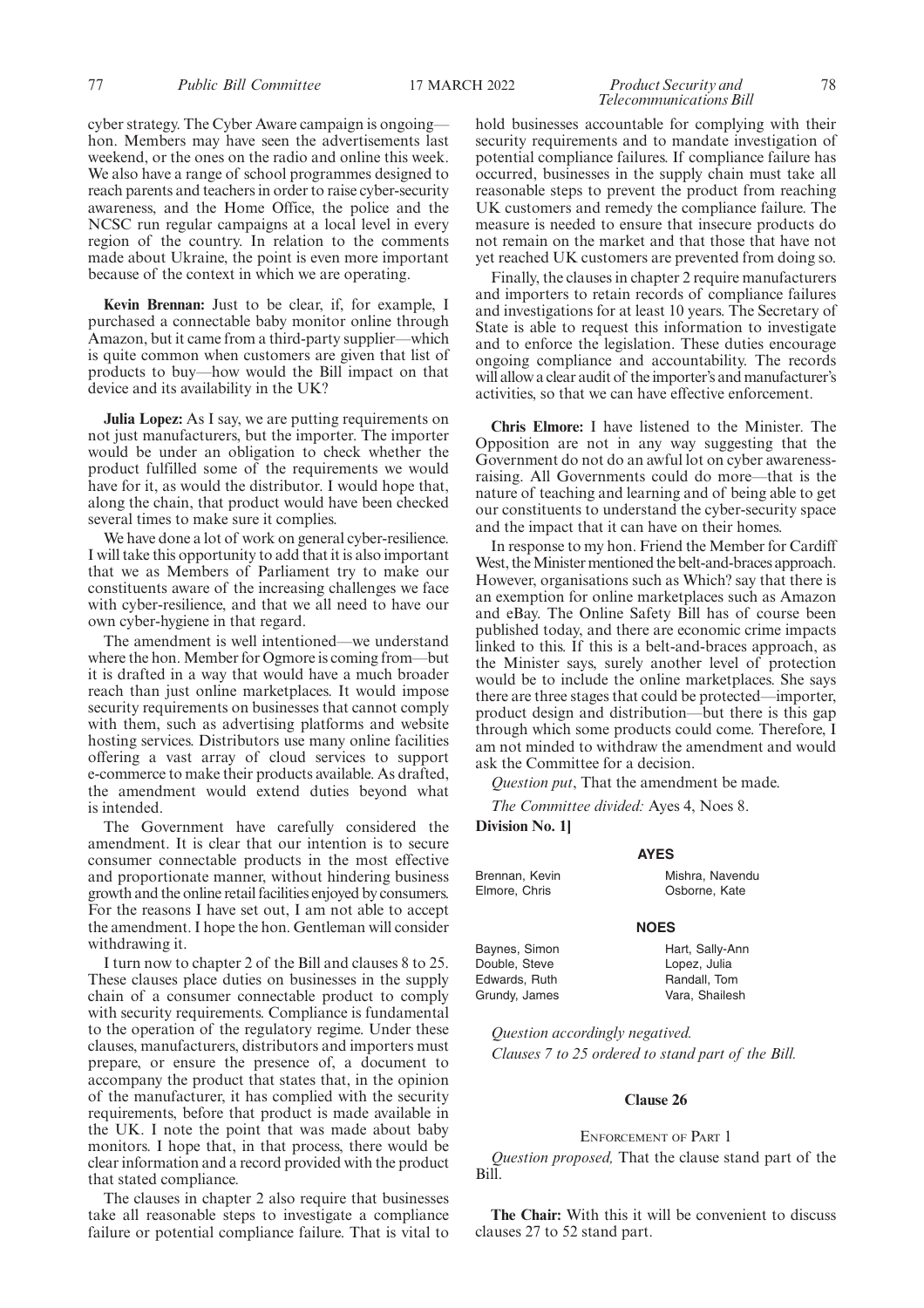cyber strategy. The Cyber Aware campaign is ongoing—hon. Members may have seen the advertisements last weekend, or the ones on the radio and online this week. We also have a range of school programmes designed to reach parents and teachers in order to raise cyber-security awareness, and the Home Office, the police and the NCSC run regular campaigns at a local level in every region of the country. In relation to the comments made about Ukraine, the point is even more important because of the context in which we are operating.

**Kevin Brennan:** Just to be clear, if, for example, I purchased a connectable baby monitor online through Amazon, but it came from a third-party supplier—which is quite common when customers are given that list of products to buy—how would the Bill impact on that device and its availability in the UK?

**Julia Lopez:** As I say, we are putting requirements on not just manufacturers, but the importer. The importer would be under an obligation to check whether the product fulfilled some of the requirements we would have for it, as would the distributor. I would hope that, along the chain, that product would have been checked several times to make sure it complies.

We have done a lot of work on general cyber-resilience. I will take this opportunity to add that it is also important that we as Members of Parliament try to make our constituents aware of the increasing challenges we face with cyber-resilience, and that we all need to have our own cyber-hygiene in that regard.

The amendment is well intentioned—we understand where the hon. Member for Ogmore is coming from—but it is drafted in a way that would have a much broader reach than just online marketplaces. It would impose security requirements on businesses that cannot comply with them, such as advertising platforms and website hosting services. Distributors use many online facilities offering a vast array of cloud services to support e-commerce to make their products available. As drafted, the amendment would extend duties beyond what is intended.

The Government have carefully considered the amendment. It is clear that our intention is to secure consumer connectable products in the most effective and proportionate manner, without hindering business growth and the online retail facilities enjoyed by consumers. For the reasons I have set out, I am not able to accept the amendment. I hope the hon. Gentleman will consider withdrawing it.

I turn now to chapter 2 of the Bill and clauses 8 to 25. These clauses place duties on businesses in the supply chain of a consumer connectable product to comply with security requirements. Compliance is fundamental to the operation of the regulatory regime. Under these clauses, manufacturers, distributors and importers must prepare, or ensure the presence of, a document to accompany the product that states that, in the opinion of the manufacturer, it has complied with the security requirements, before that product is made available in the UK. I note the point that was made about baby monitors. I hope that, in that process, there would be clear information and a record provided with the product that stated compliance.

The clauses in chapter 2 also require that businesses take all reasonable steps to investigate a compliance failure or potential compliance failure. That is vital to hold businesses accountable for complying with their security requirements and to mandate investigation of potential compliance failures. If compliance failure has occurred, businesses in the supply chain must take all reasonable steps to prevent the product from reaching UK customers and remedy the compliance failure. The measure is needed to ensure that insecure products do not remain on the market and that those that have not yet reached UK customers are prevented from doing so.

Finally, the clauses in chapter 2 require manufacturers and importers to retain records of compliance failures and investigations for at least 10 years. The Secretary of State is able to request this information to investigate and to enforce the legislation. These duties encourage ongoing compliance and accountability. The records will allow a clear audit of the importer's and manufacturer's activities, so that we can have effective enforcement.

**Chris Elmore:** I have listened to the Minister. The Opposition are not in any way suggesting that the Government do not do an awful lot on cyber awareness-raising. All Governments could do more—that is the nature of teaching and learning and of being able to get our constituents to understand the cyber-security space and the impact that it can have on their homes.

In response to my hon. Friend the Member for Cardiff West, the Minister mentioned the belt-and-braces approach. However, organisations such as Which? say that there is an exemption for online marketplaces such as Amazon and eBay. The Online Safety Bill has of course been published today, and there are economic crime impacts linked to this. If this is a belt-and-braces approach, as the Minister says, surely another level of protection would be to include the online marketplaces. She says there are three stages that could be protected—importer, product design and distribution—but there is this gap through which some products could come. Therefore, I am not minded to withdraw the amendment and would ask the Committee for a decision.

*Question put*, That the amendment be made.

*The Committee divided:* Ayes 4, Noes 8.

**Division No. 1]**

**AYES**

Brennan, Kevin
Elmore, Chris
Mishra, Navendu
Osborne, Kate

**NOES**

Baynes, Simon
Double, Steve
Edwards, Ruth
Grundy, James
Hart, Sally-Ann
Lopez, Julia
Randall, Tom
Vara, Shailesh

*Question accordingly negatived.*

*Clauses 7 to 25 ordered to stand part of the Bill.*

## Clause 26

ENFORCEMENT OF PART 1

*Question proposed,* That the clause stand part of the Bill.

**The Chair:** With this it will be convenient to discuss clauses 27 to 52 stand part.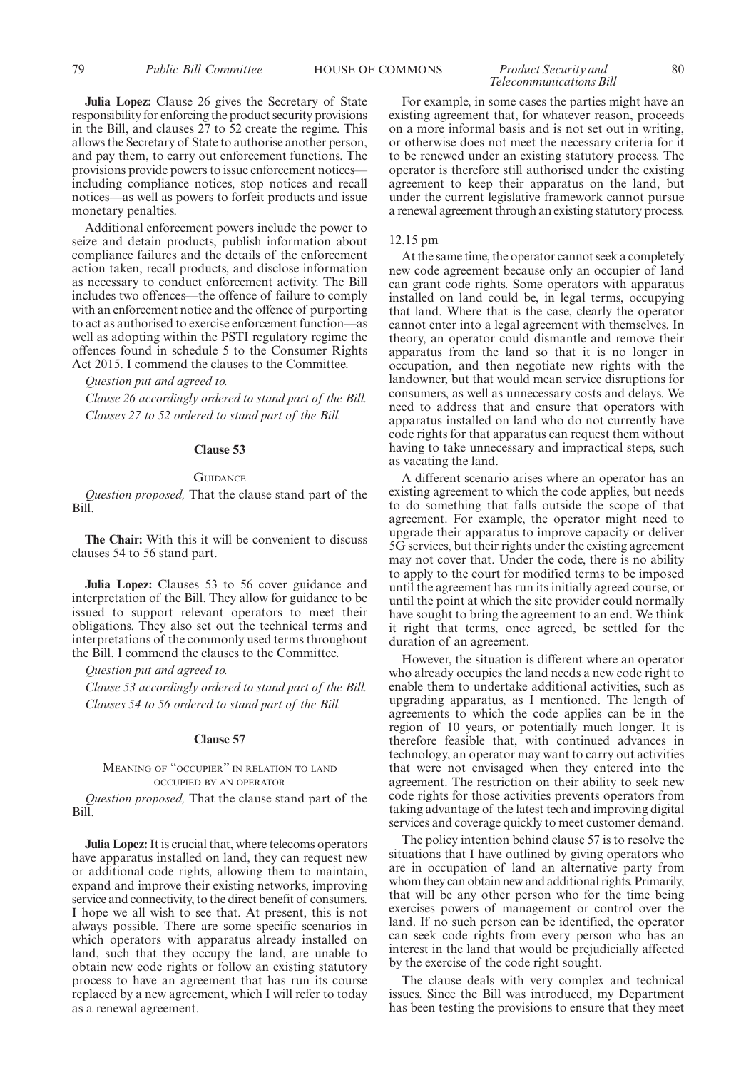**Julia Lopez:** Clause 26 gives the Secretary of State responsibility for enforcing the product security provisions in the Bill, and clauses 27 to 52 create the regime. This allows the Secretary of State to authorise another person, and pay them, to carry out enforcement functions. The provisions provide powers to issue enforcement notices—including compliance notices, stop notices and recall notices—as well as powers to forfeit products and issue monetary penalties.

Additional enforcement powers include the power to seize and detain products, publish information about compliance failures and the details of the enforcement action taken, recall products, and disclose information as necessary to conduct enforcement activity. The Bill includes two offences—the offence of failure to comply with an enforcement notice and the offence of purporting to act as authorised to exercise enforcement function—as well as adopting within the PSTI regulatory regime the offences found in schedule 5 to the Consumer Rights Act 2015. I commend the clauses to the Committee.

*Question put and agreed to.*

*Clause 26 accordingly ordered to stand part of the Bill.*

*Clauses 27 to 52 ordered to stand part of the Bill.*

## Clause 53

### Guidance

*Question proposed,* That the clause stand part of the Bill.

**The Chair:** With this it will be convenient to discuss clauses 54 to 56 stand part.

**Julia Lopez:** Clauses 53 to 56 cover guidance and interpretation of the Bill. They allow for guidance to be issued to support relevant operators to meet their obligations. They also set out the technical terms and interpretations of the commonly used terms throughout the Bill. I commend the clauses to the Committee.

*Question put and agreed to.*

*Clause 53 accordingly ordered to stand part of the Bill.*

*Clauses 54 to 56 ordered to stand part of the Bill.*

## Clause 57

### Meaning of "occupier" in relation to land occupied by an operator

*Question proposed,* That the clause stand part of the Bill.

**Julia Lopez:** It is crucial that, where telecoms operators have apparatus installed on land, they can request new or additional code rights, allowing them to maintain, expand and improve their existing networks, improving service and connectivity, to the direct benefit of consumers. I hope we all wish to see that. At present, this is not always possible. There are some specific scenarios in which operators with apparatus already installed on land, such that they occupy the land, are unable to obtain new code rights or follow an existing statutory process to have an agreement that has run its course replaced by a new agreement, which I will refer to today as a renewal agreement.

For example, in some cases the parties might have an existing agreement that, for whatever reason, proceeds on a more informal basis and is not set out in writing, or otherwise does not meet the necessary criteria for it to be renewed under an existing statutory process. The operator is therefore still authorised under the existing agreement to keep their apparatus on the land, but under the current legislative framework cannot pursue a renewal agreement through an existing statutory process.

12.15 pm

At the same time, the operator cannot seek a completely new code agreement because only an occupier of land can grant code rights. Some operators with apparatus installed on land could be, in legal terms, occupying that land. Where that is the case, clearly the operator cannot enter into a legal agreement with themselves. In theory, an operator could dismantle and remove their apparatus from the land so that it is no longer in occupation, and then negotiate new rights with the landowner, but that would mean service disruptions for consumers, as well as unnecessary costs and delays. We need to address that and ensure that operators with apparatus installed on land who do not currently have code rights for that apparatus can request them without having to take unnecessary and impractical steps, such as vacating the land.

A different scenario arises where an operator has an existing agreement to which the code applies, but needs to do something that falls outside the scope of that agreement. For example, the operator might need to upgrade their apparatus to improve capacity or deliver 5G services, but their rights under the existing agreement may not cover that. Under the code, there is no ability to apply to the court for modified terms to be imposed until the agreement has run its initially agreed course, or until the point at which the site provider could normally have sought to bring the agreement to an end. We think it right that terms, once agreed, be settled for the duration of an agreement.

However, the situation is different where an operator who already occupies the land needs a new code right to enable them to undertake additional activities, such as upgrading apparatus, as I mentioned. The length of agreements to which the code applies can be in the region of 10 years, or potentially much longer. It is therefore feasible that, with continued advances in technology, an operator may want to carry out activities that were not envisaged when they entered into the agreement. The restriction on their ability to seek new code rights for those activities prevents operators from taking advantage of the latest tech and improving digital services and coverage quickly to meet customer demand.

The policy intention behind clause 57 is to resolve the situations that I have outlined by giving operators who are in occupation of land an alternative party from whom they can obtain new and additional rights. Primarily, that will be any other person who for the time being exercises powers of management or control over the land. If no such person can be identified, the operator can seek code rights from every person who has an interest in the land that would be prejudicially affected by the exercise of the code right sought.

The clause deals with very complex and technical issues. Since the Bill was introduced, my Department has been testing the provisions to ensure that they meet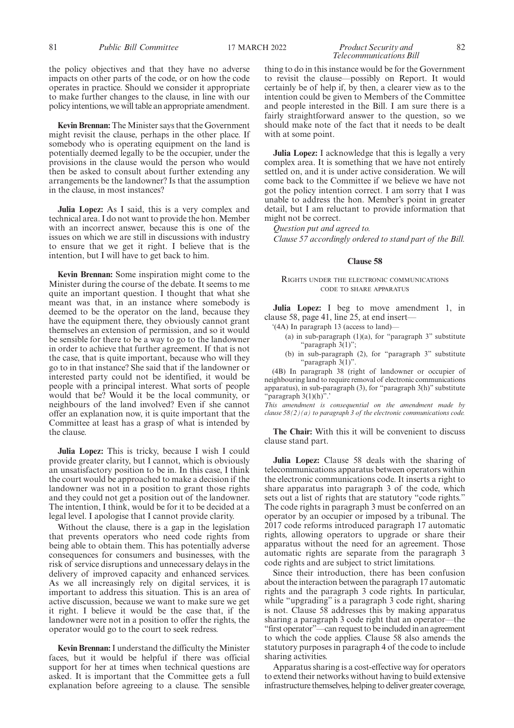the policy objectives and that they have no adverse impacts on other parts of the code, or on how the code operates in practice. Should we consider it appropriate to make further changes to the clause, in line with our policy intentions, we will table an appropriate amendment.

**Kevin Brennan:** The Minister says that the Government might revisit the clause, perhaps in the other place. If somebody who is operating equipment on the land is potentially deemed legally to be the occupier, under the provisions in the clause would the person who would then be asked to consult about further extending any arrangements be the landowner? Is that the assumption in the clause, in most instances?

**Julia Lopez:** As I said, this is a very complex and technical area. I do not want to provide the hon. Member with an incorrect answer, because this is one of the issues on which we are still in discussions with industry to ensure that we get it right. I believe that is the intention, but I will have to get back to him.

**Kevin Brennan:** Some inspiration might come to the Minister during the course of the debate. It seems to me quite an important question. I thought that what she meant was that, in an instance where somebody is deemed to be the operator on the land, because they have the equipment there, they obviously cannot grant themselves an extension of permission, and so it would be sensible for there to be a way to go to the landowner in order to achieve that further agreement. If that is not the case, that is quite important, because who will they go to in that instance? She said that if the landowner or interested party could not be identified, it would be people with a principal interest. What sorts of people would that be? Would it be the local community, or neighbours of the land involved? Even if she cannot offer an explanation now, it is quite important that the Committee at least has a grasp of what is intended by the clause.

**Julia Lopez:** This is tricky, because I wish I could provide greater clarity, but I cannot, which is obviously an unsatisfactory position to be in. In this case, I think the court would be approached to make a decision if the landowner was not in a position to grant those rights and they could not get a position out of the landowner. The intention, I think, would be for it to be decided at a legal level. I apologise that I cannot provide clarity.

Without the clause, there is a gap in the legislation that prevents operators who need code rights from being able to obtain them. This has potentially adverse consequences for consumers and businesses, with the risk of service disruptions and unnecessary delays in the delivery of improved capacity and enhanced services. As we all increasingly rely on digital services, it is important to address this situation. This is an area of active discussion, because we want to make sure we get it right. I believe it would be the case that, if the landowner were not in a position to offer the rights, the operator would go to the court to seek redress.

**Kevin Brennan:** I understand the difficulty the Minister faces, but it would be helpful if there was official support for her at times when technical questions are asked. It is important that the Committee gets a full explanation before agreeing to a clause. The sensible thing to do in this instance would be for the Government to revisit the clause—possibly on Report. It would certainly be of help if, by then, a clearer view as to the intention could be given to Members of the Committee and people interested in the Bill. I am sure there is a fairly straightforward answer to the question, so we should make note of the fact that it needs to be dealt with at some point.

**Julia Lopez:** I acknowledge that this is legally a very complex area. It is something that we have not entirely settled on, and it is under active consideration. We will come back to the Committee if we believe we have not got the policy intention correct. I am sorry that I was unable to address the hon. Member's point in greater detail, but I am reluctant to provide information that might not be correct.

*Question put and agreed to.*

*Clause 57 accordingly ordered to stand part of the Bill.*

## Clause 58

RIGHTS UNDER THE ELECTRONIC COMMUNICATIONS CODE TO SHARE APPARATUS

**Julia Lopez:** I beg to move amendment 1, in clause 58, page 41, line 25, at end insert—

'(4A) In paragraph 13 (access to land)—

(a) in sub-paragraph (1)(a), for "paragraph 3" substitute "paragraph 3(1)";

(b) in sub-paragraph (2), for "paragraph 3" substitute "paragraph 3(1)".

(4B) In paragraph 38 (right of landowner or occupier of neighbouring land to require removal of electronic communications apparatus), in sub-paragraph (3), for "paragraph 3(h)" substitute "paragraph 3(1)(h)".'

*This amendment is consequential on the amendment made by clause 58(2)(a) to paragraph 3 of the electronic communications code.*

**The Chair:** With this it will be convenient to discuss clause stand part.

**Julia Lopez:** Clause 58 deals with the sharing of telecommunications apparatus between operators within the electronic communications code. It inserts a right to share apparatus into paragraph 3 of the code, which sets out a list of rights that are statutory "code rights." The code rights in paragraph 3 must be conferred on an operator by an occupier or imposed by a tribunal. The 2017 code reforms introduced paragraph 17 automatic rights, allowing operators to upgrade or share their apparatus without the need for an agreement. Those automatic rights are separate from the paragraph 3 code rights and are subject to strict limitations.

Since their introduction, there has been confusion about the interaction between the paragraph 17 automatic rights and the paragraph 3 code rights. In particular, while "upgrading" is a paragraph 3 code right, sharing is not. Clause 58 addresses this by making apparatus sharing a paragraph 3 code right that an operator—the "first operator"—can request to be included in an agreement to which the code applies. Clause 58 also amends the statutory purposes in paragraph 4 of the code to include sharing activities.

Apparatus sharing is a cost-effective way for operators to extend their networks without having to build extensive infrastructure themselves, helping to deliver greater coverage,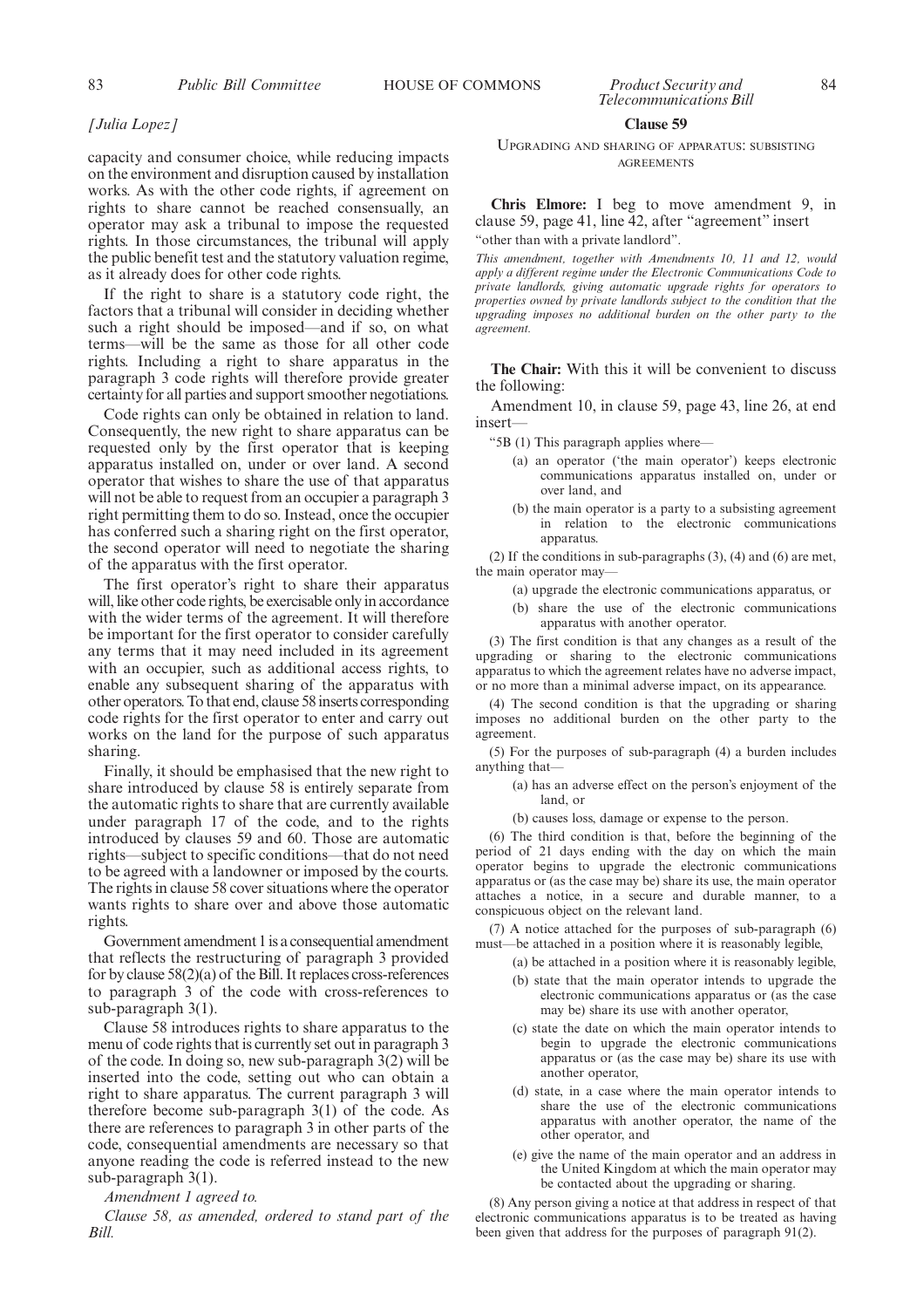*[Julia Lopez]*

capacity and consumer choice, while reducing impacts on the environment and disruption caused by installation works. As with the other code rights, if agreement on rights to share cannot be reached consensually, an operator may ask a tribunal to impose the requested rights. In those circumstances, the tribunal will apply the public benefit test and the statutory valuation regime, as it already does for other code rights.

If the right to share is a statutory code right, the factors that a tribunal will consider in deciding whether such a right should be imposed—and if so, on what terms—will be the same as those for all other code rights. Including a right to share apparatus in the paragraph 3 code rights will therefore provide greater certainty for all parties and support smoother negotiations.

Code rights can only be obtained in relation to land. Consequently, the new right to share apparatus can be requested only by the first operator that is keeping apparatus installed on, under or over land. A second operator that wishes to share the use of that apparatus will not be able to request from an occupier a paragraph 3 right permitting them to do so. Instead, once the occupier has conferred such a sharing right on the first operator, the second operator will need to negotiate the sharing of the apparatus with the first operator.

The first operator's right to share their apparatus will, like other code rights, be exercisable only in accordance with the wider terms of the agreement. It will therefore be important for the first operator to consider carefully any terms that it may need included in its agreement with an occupier, such as additional access rights, to enable any subsequent sharing of the apparatus with other operators. To that end, clause 58 inserts corresponding code rights for the first operator to enter and carry out works on the land for the purpose of such apparatus sharing.

Finally, it should be emphasised that the new right to share introduced by clause 58 is entirely separate from the automatic rights to share that are currently available under paragraph 17 of the code, and to the rights introduced by clauses 59 and 60. Those are automatic rights—subject to specific conditions—that do not need to be agreed with a landowner or imposed by the courts. The rights in clause 58 cover situations where the operator wants rights to share over and above those automatic rights.

Government amendment 1 is a consequential amendment that reflects the restructuring of paragraph 3 provided for by clause 58(2)(a) of the Bill. It replaces cross-references to paragraph 3 of the code with cross-references to sub-paragraph 3(1).

Clause 58 introduces rights to share apparatus to the menu of code rights that is currently set out in paragraph 3 of the code. In doing so, new sub-paragraph 3(2) will be inserted into the code, setting out who can obtain a right to share apparatus. The current paragraph 3 will therefore become sub-paragraph 3(1) of the code. As there are references to paragraph 3 in other parts of the code, consequential amendments are necessary so that anyone reading the code is referred instead to the new sub-paragraph 3(1).

*Amendment 1 agreed to.*

*Clause 58, as amended, ordered to stand part of the Bill.*

## Clause 59

UPGRADING AND SHARING OF APPARATUS: SUBSISTING AGREEMENTS

**Chris Elmore:** I beg to move amendment 9, in clause 59, page 41, line 42, after "agreement" insert
"other than with a private landlord".

*This amendment, together with Amendments 10, 11 and 12, would apply a different regime under the Electronic Communications Code to private landlords, giving automatic upgrade rights for operators to properties owned by private landlords subject to the condition that the upgrading imposes no additional burden on the other party to the agreement.*

**The Chair:** With this it will be convenient to discuss the following:

Amendment 10, in clause 59, page 43, line 26, at end insert—

"5B (1) This paragraph applies where—

(a) an operator ('the main operator') keeps electronic communications apparatus installed on, under or over land, and

(b) the main operator is a party to a subsisting agreement in relation to the electronic communications apparatus.

(2) If the conditions in sub-paragraphs (3), (4) and (6) are met, the main operator may—

(a) upgrade the electronic communications apparatus, or

(b) share the use of the electronic communications apparatus with another operator.

(3) The first condition is that any changes as a result of the upgrading or sharing to the electronic communications apparatus to which the agreement relates have no adverse impact, or no more than a minimal adverse impact, on its appearance.

(4) The second condition is that the upgrading or sharing imposes no additional burden on the other party to the agreement.

(5) For the purposes of sub-paragraph (4) a burden includes anything that—

(a) has an adverse effect on the person's enjoyment of the land, or

(b) causes loss, damage or expense to the person.

(6) The third condition is that, before the beginning of the period of 21 days ending with the day on which the main operator begins to upgrade the electronic communications apparatus or (as the case may be) share its use, the main operator attaches a notice, in a secure and durable manner, to a conspicuous object on the relevant land.

(7) A notice attached for the purposes of sub-paragraph (6) must—be attached in a position where it is reasonably legible,

(a) be attached in a position where it is reasonably legible,

(b) state that the main operator intends to upgrade the electronic communications apparatus or (as the case may be) share its use with another operator,

(c) state the date on which the main operator intends to begin to upgrade the electronic communications apparatus or (as the case may be) share its use with another operator,

(d) state, in a case where the main operator intends to share the use of the electronic communications apparatus with another operator, the name of the other operator, and

(e) give the name of the main operator and an address in the United Kingdom at which the main operator may be contacted about the upgrading or sharing.

(8) Any person giving a notice at that address in respect of that electronic communications apparatus is to be treated as having been given that address for the purposes of paragraph 91(2).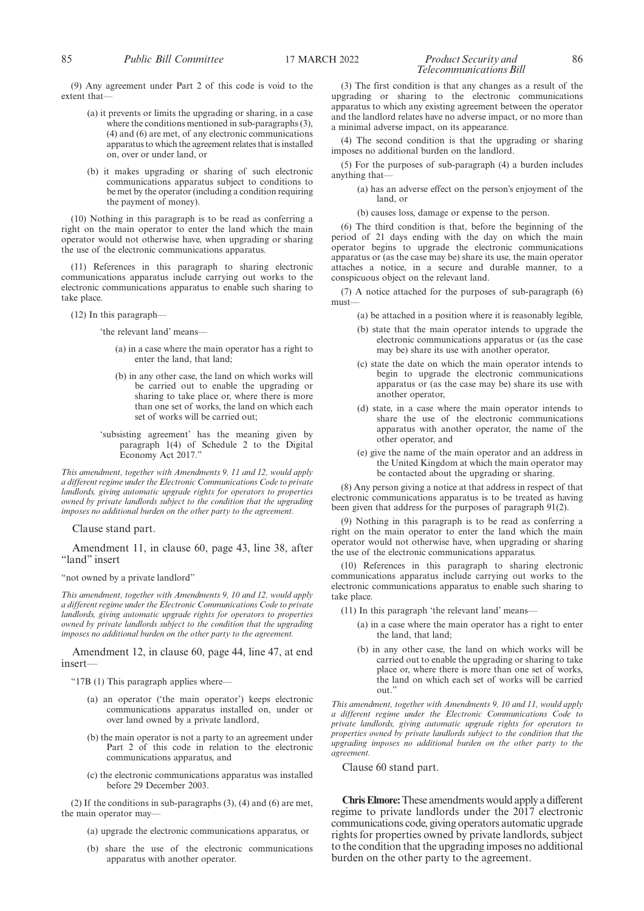(9) Any agreement under Part 2 of this code is void to the extent that—

(a) it prevents or limits the upgrading or sharing, in a case where the conditions mentioned in sub-paragraphs (3), (4) and (6) are met, of any electronic communications apparatus to which the agreement relates that is installed on, over or under land, or

(b) it makes upgrading or sharing of such electronic communications apparatus subject to conditions to be met by the operator (including a condition requiring the payment of money).

(10) Nothing in this paragraph is to be read as conferring a right on the main operator to enter the land which the main operator would not otherwise have, when upgrading or sharing the use of the electronic communications apparatus.

(11) References in this paragraph to sharing electronic communications apparatus include carrying out works to the electronic communications apparatus to enable such sharing to take place.

(12) In this paragraph—

'the relevant land' means—

(a) in a case where the main operator has a right to enter the land, that land;

(b) in any other case, the land on which works will be carried out to enable the upgrading or sharing to take place or, where there is more than one set of works, the land on which each set of works will be carried out;

'subsisting agreement' has the meaning given by paragraph 1(4) of Schedule 2 to the Digital Economy Act 2017."

*This amendment, together with Amendments 9, 11 and 12, would apply a different regime under the Electronic Communications Code to private landlords, giving automatic upgrade rights for operators to properties owned by private landlords subject to the condition that the upgrading imposes no additional burden on the other party to the agreement.*

Clause stand part.

Amendment 11, in clause 60, page 43, line 38, after "land" insert

"not owned by a private landlord"

*This amendment, together with Amendments 9, 10 and 12, would apply a different regime under the Electronic Communications Code to private landlords, giving automatic upgrade rights for operators to properties owned by private landlords subject to the condition that the upgrading imposes no additional burden on the other party to the agreement.*

Amendment 12, in clause 60, page 44, line 47, at end insert—

"17B (1) This paragraph applies where—

(a) an operator ('the main operator') keeps electronic communications apparatus installed on, under or over land owned by a private landlord,

(b) the main operator is not a party to an agreement under Part 2 of this code in relation to the electronic communications apparatus, and

(c) the electronic communications apparatus was installed before 29 December 2003.

(2) If the conditions in sub-paragraphs (3), (4) and (6) are met, the main operator may—

(a) upgrade the electronic communications apparatus, or

(b) share the use of the electronic communications apparatus with another operator.

(3) The first condition is that any changes as a result of the upgrading or sharing to the electronic communications apparatus to which any existing agreement between the operator and the landlord relates have no adverse impact, or no more than a minimal adverse impact, on its appearance.

(4) The second condition is that the upgrading or sharing imposes no additional burden on the landlord.

(5) For the purposes of sub-paragraph (4) a burden includes anything that—

(a) has an adverse effect on the person's enjoyment of the land, or

(b) causes loss, damage or expense to the person.

(6) The third condition is that, before the beginning of the period of 21 days ending with the day on which the main operator begins to upgrade the electronic communications apparatus or (as the case may be) share its use, the main operator attaches a notice, in a secure and durable manner, to a conspicuous object on the relevant land.

(7) A notice attached for the purposes of sub-paragraph (6) must—

(a) be attached in a position where it is reasonably legible,

(b) state that the main operator intends to upgrade the electronic communications apparatus or (as the case may be) share its use with another operator,

(c) state the date on which the main operator intends to begin to upgrade the electronic communications apparatus or (as the case may be) share its use with another operator,

(d) state, in a case where the main operator intends to share the use of the electronic communications apparatus with another operator, the name of the other operator, and

(e) give the name of the main operator and an address in the United Kingdom at which the main operator may be contacted about the upgrading or sharing.

(8) Any person giving a notice at that address in respect of that electronic communications apparatus is to be treated as having been given that address for the purposes of paragraph 91(2).

(9) Nothing in this paragraph is to be read as conferring a right on the main operator to enter the land which the main operator would not otherwise have, when upgrading or sharing the use of the electronic communications apparatus.

(10) References in this paragraph to sharing electronic communications apparatus include carrying out works to the electronic communications apparatus to enable such sharing to take place.

(11) In this paragraph 'the relevant land' means—

(a) in a case where the main operator has a right to enter the land, that land;

(b) in any other case, the land on which works will be carried out to enable the upgrading or sharing to take place or, where there is more than one set of works, the land on which each set of works will be carried out."

*This amendment, together with Amendments 9, 10 and 11, would apply a different regime under the Electronic Communications Code to private landlords, giving automatic upgrade rights for operators to properties owned by private landlords subject to the condition that the upgrading imposes no additional burden on the other party to the agreement.*

Clause 60 stand part.

**Chris Elmore:** These amendments would apply a different regime to private landlords under the 2017 electronic communications code, giving operators automatic upgrade rights for properties owned by private landlords, subject to the condition that the upgrading imposes no additional burden on the other party to the agreement.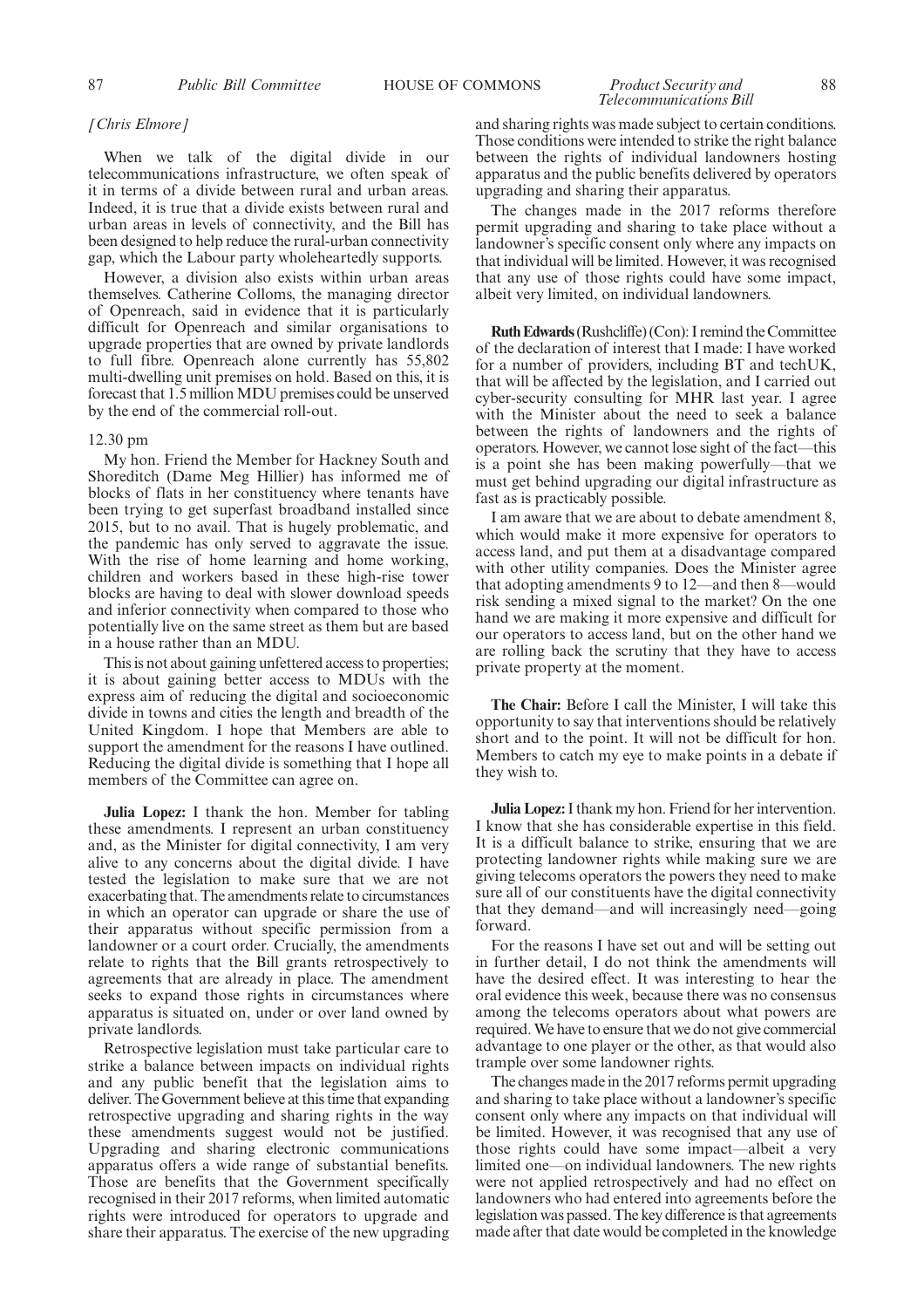*[Chris Elmore]*

When we talk of the digital divide in our telecommunications infrastructure, we often speak of it in terms of a divide between rural and urban areas. Indeed, it is true that a divide exists between rural and urban areas in levels of connectivity, and the Bill has been designed to help reduce the rural-urban connectivity gap, which the Labour party wholeheartedly supports.

However, a division also exists within urban areas themselves. Catherine Colloms, the managing director of Openreach, said in evidence that it is particularly difficult for Openreach and similar organisations to upgrade properties that are owned by private landlords to full fibre. Openreach alone currently has 55,802 multi-dwelling unit premises on hold. Based on this, it is forecast that 1.5 million MDU premises could be unserved by the end of the commercial roll-out.

12.30 pm

My hon. Friend the Member for Hackney South and Shoreditch (Dame Meg Hillier) has informed me of blocks of flats in her constituency where tenants have been trying to get superfast broadband installed since 2015, but to no avail. That is hugely problematic, and the pandemic has only served to aggravate the issue. With the rise of home learning and home working, children and workers based in these high-rise tower blocks are having to deal with slower download speeds and inferior connectivity when compared to those who potentially live on the same street as them but are based in a house rather than an MDU.

This is not about gaining unfettered access to properties; it is about gaining better access to MDUs with the express aim of reducing the digital and socioeconomic divide in towns and cities the length and breadth of the United Kingdom. I hope that Members are able to support the amendment for the reasons I have outlined. Reducing the digital divide is something that I hope all members of the Committee can agree on.

**Julia Lopez:** I thank the hon. Member for tabling these amendments. I represent an urban constituency and, as the Minister for digital connectivity, I am very alive to any concerns about the digital divide. I have tested the legislation to make sure that we are not exacerbating that. The amendments relate to circumstances in which an operator can upgrade or share the use of their apparatus without specific permission from a landowner or a court order. Crucially, the amendments relate to rights that the Bill grants retrospectively to agreements that are already in place. The amendment seeks to expand those rights in circumstances where apparatus is situated on, under or over land owned by private landlords.

Retrospective legislation must take particular care to strike a balance between impacts on individual rights and any public benefit that the legislation aims to deliver. The Government believe at this time that expanding retrospective upgrading and sharing rights in the way these amendments suggest would not be justified. Upgrading and sharing electronic communications apparatus offers a wide range of substantial benefits. Those are benefits that the Government specifically recognised in their 2017 reforms, when limited automatic rights were introduced for operators to upgrade and share their apparatus. The exercise of the new upgrading and sharing rights was made subject to certain conditions. Those conditions were intended to strike the right balance between the rights of individual landowners hosting apparatus and the public benefits delivered by operators upgrading and sharing their apparatus.

The changes made in the 2017 reforms therefore permit upgrading and sharing to take place without a landowner's specific consent only where any impacts on that individual will be limited. However, it was recognised that any use of those rights could have some impact, albeit very limited, on individual landowners.

**Ruth Edwards** (Rushcliffe) (Con): I remind the Committee of the declaration of interest that I made: I have worked for a number of providers, including BT and techUK, that will be affected by the legislation, and I carried out cyber-security consulting for MHR last year. I agree with the Minister about the need to seek a balance between the rights of landowners and the rights of operators. However, we cannot lose sight of the fact—this is a point she has been making powerfully—that we must get behind upgrading our digital infrastructure as fast as is practicably possible.

I am aware that we are about to debate amendment 8, which would make it more expensive for operators to access land, and put them at a disadvantage compared with other utility companies. Does the Minister agree that adopting amendments 9 to 12—and then 8—would risk sending a mixed signal to the market? On the one hand we are making it more expensive and difficult for our operators to access land, but on the other hand we are rolling back the scrutiny that they have to access private property at the moment.

**The Chair:** Before I call the Minister, I will take this opportunity to say that interventions should be relatively short and to the point. It will not be difficult for hon. Members to catch my eye to make points in a debate if they wish to.

**Julia Lopez:** I thank my hon. Friend for her intervention. I know that she has considerable expertise in this field. It is a difficult balance to strike, ensuring that we are protecting landowner rights while making sure we are giving telecoms operators the powers they need to make sure all of our constituents have the digital connectivity that they demand—and will increasingly need—going forward.

For the reasons I have set out and will be setting out in further detail, I do not think the amendments will have the desired effect. It was interesting to hear the oral evidence this week, because there was no consensus among the telecoms operators about what powers are required. We have to ensure that we do not give commercial advantage to one player or the other, as that would also trample over some landowner rights.

The changes made in the 2017 reforms permit upgrading and sharing to take place without a landowner's specific consent only where any impacts on that individual will be limited. However, it was recognised that any use of those rights could have some impact—albeit a very limited one—on individual landowners. The new rights were not applied retrospectively and had no effect on landowners who had entered into agreements before the legislation was passed. The key difference is that agreements made after that date would be completed in the knowledge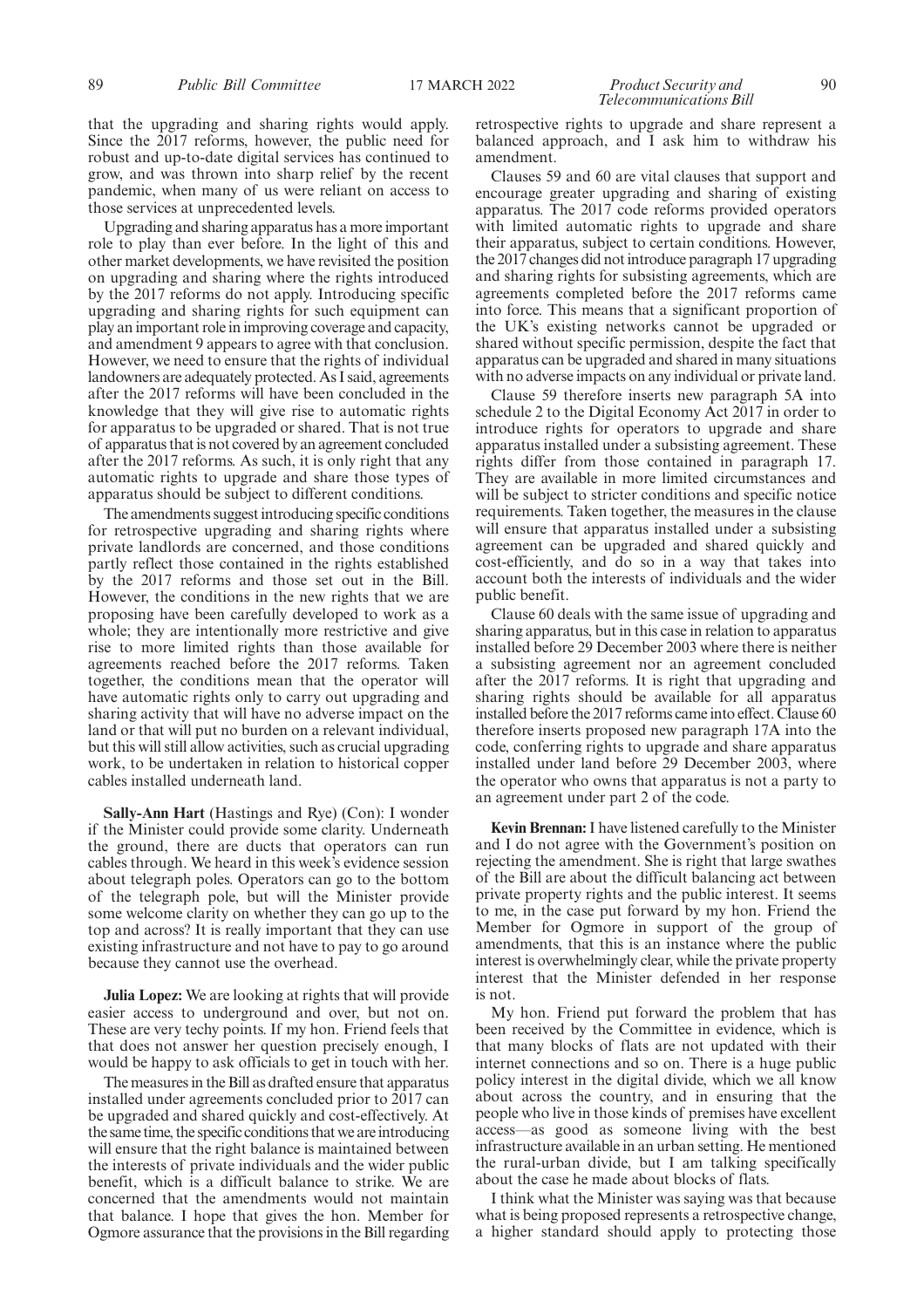that the upgrading and sharing rights would apply. Since the 2017 reforms, however, the public need for robust and up-to-date digital services has continued to grow, and was thrown into sharp relief by the recent pandemic, when many of us were reliant on access to those services at unprecedented levels.

Upgrading and sharing apparatus has a more important role to play than ever before. In the light of this and other market developments, we have revisited the position on upgrading and sharing where the rights introduced by the 2017 reforms do not apply. Introducing specific upgrading and sharing rights for such equipment can play an important role in improving coverage and capacity, and amendment 9 appears to agree with that conclusion. However, we need to ensure that the rights of individual landowners are adequately protected. As I said, agreements after the 2017 reforms will have been concluded in the knowledge that they will give rise to automatic rights for apparatus to be upgraded or shared. That is not true of apparatus that is not covered by an agreement concluded after the 2017 reforms. As such, it is only right that any automatic rights to upgrade and share those types of apparatus should be subject to different conditions.

The amendments suggest introducing specific conditions for retrospective upgrading and sharing rights where private landlords are concerned, and those conditions partly reflect those contained in the rights established by the 2017 reforms and those set out in the Bill. However, the conditions in the new rights that we are proposing have been carefully developed to work as a whole; they are intentionally more restrictive and give rise to more limited rights than those available for agreements reached before the 2017 reforms. Taken together, the conditions mean that the operator will have automatic rights only to carry out upgrading and sharing activity that will have no adverse impact on the land or that will put no burden on a relevant individual, but this will still allow activities, such as crucial upgrading work, to be undertaken in relation to historical copper cables installed underneath land.

**Sally-Ann Hart** (Hastings and Rye) (Con): I wonder if the Minister could provide some clarity. Underneath the ground, there are ducts that operators can run cables through. We heard in this week's evidence session about telegraph poles. Operators can go to the bottom of the telegraph pole, but will the Minister provide some welcome clarity on whether they can go up to the top and across? It is really important that they can use existing infrastructure and not have to pay to go around because they cannot use the overhead.

**Julia Lopez:** We are looking at rights that will provide easier access to underground and over, but not on. These are very techy points. If my hon. Friend feels that that does not answer her question precisely enough, I would be happy to ask officials to get in touch with her.

The measures in the Bill as drafted ensure that apparatus installed under agreements concluded prior to 2017 can be upgraded and shared quickly and cost-effectively. At the same time, the specific conditions that we are introducing will ensure that the right balance is maintained between the interests of private individuals and the wider public benefit, which is a difficult balance to strike. We are concerned that the amendments would not maintain that balance. I hope that gives the hon. Member for Ogmore assurance that the provisions in the Bill regarding retrospective rights to upgrade and share represent a balanced approach, and I ask him to withdraw his amendment.

Clauses 59 and 60 are vital clauses that support and encourage greater upgrading and sharing of existing apparatus. The 2017 code reforms provided operators with limited automatic rights to upgrade and share their apparatus, subject to certain conditions. However, the 2017 changes did not introduce paragraph 17 upgrading and sharing rights for subsisting agreements, which are agreements completed before the 2017 reforms came into force. This means that a significant proportion of the UK's existing networks cannot be upgraded or shared without specific permission, despite the fact that apparatus can be upgraded and shared in many situations with no adverse impacts on any individual or private land.

Clause 59 therefore inserts new paragraph 5A into schedule 2 to the Digital Economy Act 2017 in order to introduce rights for operators to upgrade and share apparatus installed under a subsisting agreement. These rights differ from those contained in paragraph 17. They are available in more limited circumstances and will be subject to stricter conditions and specific notice requirements. Taken together, the measures in the clause will ensure that apparatus installed under a subsisting agreement can be upgraded and shared quickly and cost-efficiently, and do so in a way that takes into account both the interests of individuals and the wider public benefit.

Clause 60 deals with the same issue of upgrading and sharing apparatus, but in this case in relation to apparatus installed before 29 December 2003 where there is neither a subsisting agreement nor an agreement concluded after the 2017 reforms. It is right that upgrading and sharing rights should be available for all apparatus installed before the 2017 reforms came into effect. Clause 60 therefore inserts proposed new paragraph 17A into the code, conferring rights to upgrade and share apparatus installed under land before 29 December 2003, where the operator who owns that apparatus is not a party to an agreement under part 2 of the code.

**Kevin Brennan:** I have listened carefully to the Minister and I do not agree with the Government's position on rejecting the amendment. She is right that large swathes of the Bill are about the difficult balancing act between private property rights and the public interest. It seems to me, in the case put forward by my hon. Friend the Member for Ogmore in support of the group of amendments, that this is an instance where the public interest is overwhelmingly clear, while the private property interest that the Minister defended in her response is not.

My hon. Friend put forward the problem that has been received by the Committee in evidence, which is that many blocks of flats are not updated with their internet connections and so on. There is a huge public policy interest in the digital divide, which we all know about across the country, and in ensuring that the people who live in those kinds of premises have excellent access—as good as someone living with the best infrastructure available in an urban setting. He mentioned the rural-urban divide, but I am talking specifically about the case he made about blocks of flats.

I think what the Minister was saying was that because what is being proposed represents a retrospective change, a higher standard should apply to protecting those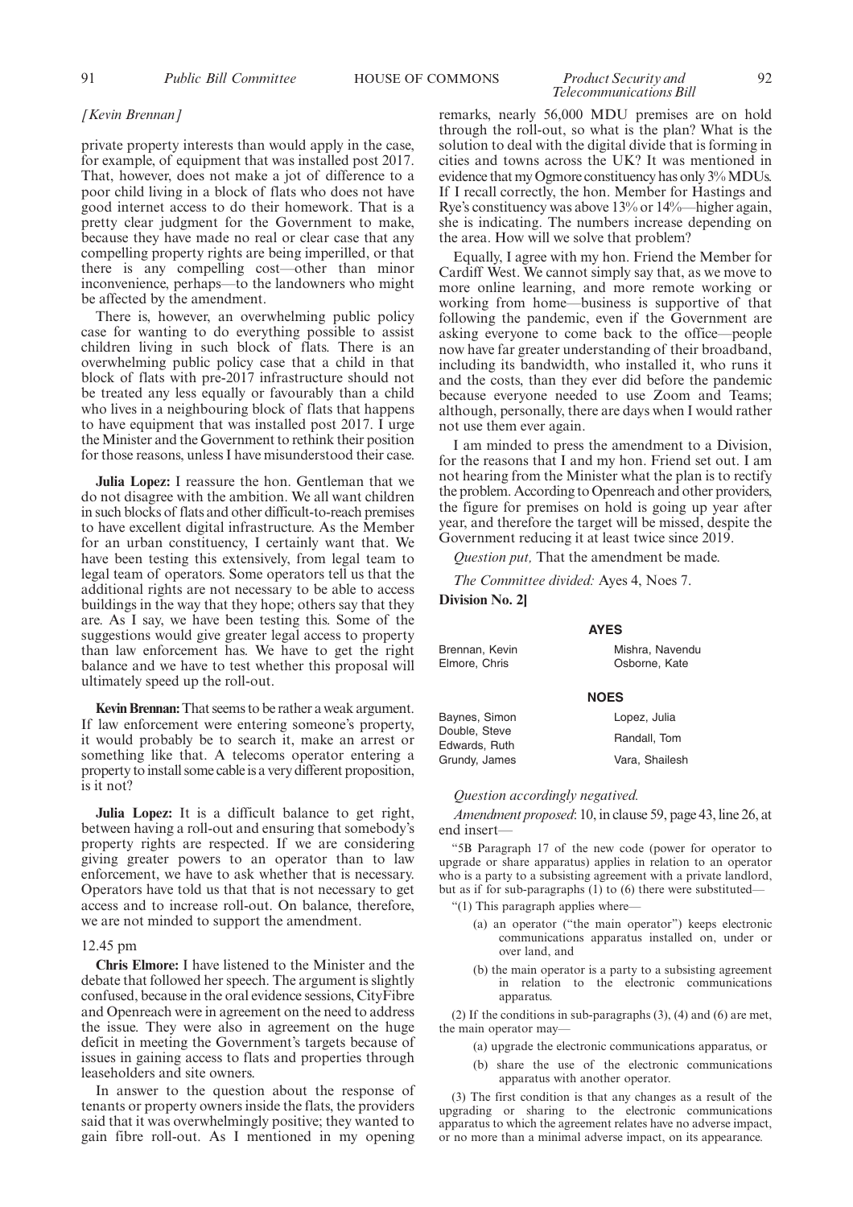*[Kevin Brennan]*

private property interests than would apply in the case, for example, of equipment that was installed post 2017. That, however, does not make a jot of difference to a poor child living in a block of flats who does not have good internet access to do their homework. That is a pretty clear judgment for the Government to make, because they have made no real or clear case that any compelling property rights are being imperilled, or that there is any compelling cost—other than minor inconvenience, perhaps—to the landowners who might be affected by the amendment.

There is, however, an overwhelming public policy case for wanting to do everything possible to assist children living in such block of flats. There is an overwhelming public policy case that a child in that block of flats with pre-2017 infrastructure should not be treated any less equally or favourably than a child who lives in a neighbouring block of flats that happens to have equipment that was installed post 2017. I urge the Minister and the Government to rethink their position for those reasons, unless I have misunderstood their case.

**Julia Lopez:** I reassure the hon. Gentleman that we do not disagree with the ambition. We all want children in such blocks of flats and other difficult-to-reach premises to have excellent digital infrastructure. As the Member for an urban constituency, I certainly want that. We have been testing this extensively, from legal team to legal team of operators. Some operators tell us that the additional rights are not necessary to be able to access buildings in the way that they hope; others say that they are. As I say, we have been testing this. Some of the suggestions would give greater legal access to property than law enforcement has. We have to get the right balance and we have to test whether this proposal will ultimately speed up the roll-out.

**Kevin Brennan:** That seems to be rather a weak argument. If law enforcement were entering someone's property, it would probably be to search it, make an arrest or something like that. A telecoms operator entering a property to install some cable is a very different proposition, is it not?

**Julia Lopez:** It is a difficult balance to get right, between having a roll-out and ensuring that somebody's property rights are respected. If we are considering giving greater powers to an operator than to law enforcement, we have to ask whether that is necessary. Operators have told us that that is not necessary to get access and to increase roll-out. On balance, therefore, we are not minded to support the amendment.

12.45 pm

**Chris Elmore:** I have listened to the Minister and the debate that followed her speech. The argument is slightly confused, because in the oral evidence sessions, CityFibre and Openreach were in agreement on the need to address the issue. They were also in agreement on the huge deficit in meeting the Government's targets because of issues in gaining access to flats and properties through leaseholders and site owners.

In answer to the question about the response of tenants or property owners inside the flats, the providers said that it was overwhelmingly positive; they wanted to gain fibre roll-out. As I mentioned in my opening remarks, nearly 56,000 MDU premises are on hold through the roll-out, so what is the plan? What is the solution to deal with the digital divide that is forming in cities and towns across the UK? It was mentioned in evidence that my Ogmore constituency has only 3% MDUs. If I recall correctly, the hon. Member for Hastings and Rye's constituency was above 13% or 14%—higher again, she is indicating. The numbers increase depending on the area. How will we solve that problem?

Equally, I agree with my hon. Friend the Member for Cardiff West. We cannot simply say that, as we move to more online learning, and more remote working or working from home—business is supportive of that following the pandemic, even if the Government are asking everyone to come back to the office—people now have far greater understanding of their broadband, including its bandwidth, who installed it, who runs it and the costs, than they ever did before the pandemic because everyone needed to use Zoom and Teams; although, personally, there are days when I would rather not use them ever again.

I am minded to press the amendment to a Division, for the reasons that I and my hon. Friend set out. I am not hearing from the Minister what the plan is to rectify the problem. According to Openreach and other providers, the figure for premises on hold is going up year after year, and therefore the target will be missed, despite the Government reducing it at least twice since 2019.

*Question put,* That the amendment be made.

*The Committee divided:* Ayes 4, Noes 7.

**Division No. 2]**

**AYES**

Brennan, Kevin
Elmore, Chris
Mishra, Navendu
Osborne, Kate

**NOES**

Baynes, Simon
Double, Steve
Edwards, Ruth
Grundy, James
Lopez, Julia
Randall, Tom
Vara, Shailesh

*Question accordingly negatived.*

*Amendment proposed*: 10, in clause 59, page 43, line 26, at end insert—

"5B Paragraph 17 of the new code (power for operator to upgrade or share apparatus) applies in relation to an operator who is a party to a subsisting agreement with a private landlord, but as if for sub-paragraphs (1) to (6) there were substituted—

"(1) This paragraph applies where—

(a) an operator ("the main operator") keeps electronic communications apparatus installed on, under or over land, and

(b) the main operator is a party to a subsisting agreement in relation to the electronic communications apparatus.

(2) If the conditions in sub-paragraphs (3), (4) and (6) are met, the main operator may—

(a) upgrade the electronic communications apparatus, or

(b) share the use of the electronic communications apparatus with another operator.

(3) The first condition is that any changes as a result of the upgrading or sharing to the electronic communications apparatus to which the agreement relates have no adverse impact, or no more than a minimal adverse impact, on its appearance.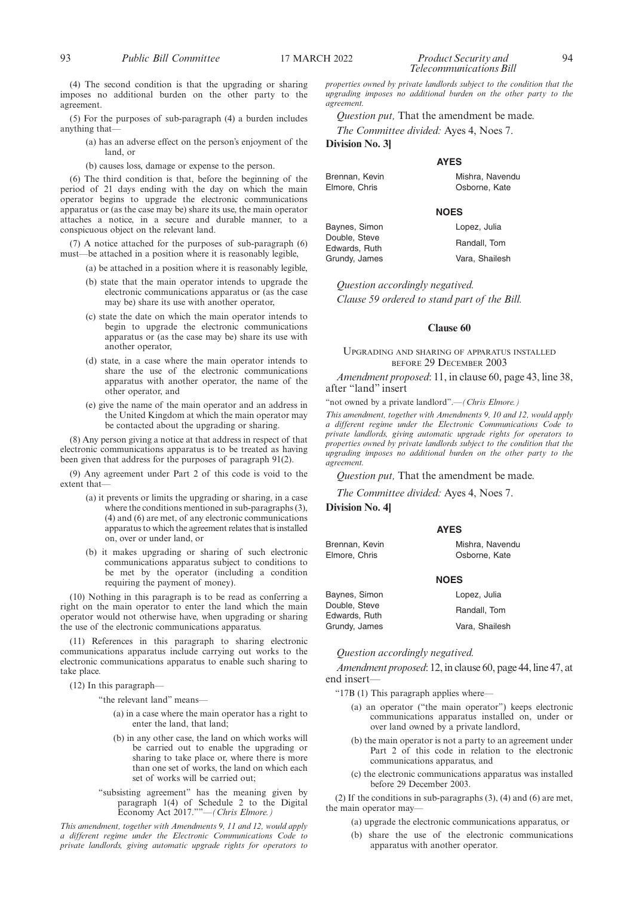(4) The second condition is that the upgrading or sharing imposes no additional burden on the other party to the agreement.

(5) For the purposes of sub-paragraph (4) a burden includes anything that—

(a) has an adverse effect on the person's enjoyment of the land, or

(b) causes loss, damage or expense to the person.

(6) The third condition is that, before the beginning of the period of 21 days ending with the day on which the main operator begins to upgrade the electronic communications apparatus or (as the case may be) share its use, the main operator attaches a notice, in a secure and durable manner, to a conspicuous object on the relevant land.

(7) A notice attached for the purposes of sub-paragraph (6) must—be attached in a position where it is reasonably legible,

(a) be attached in a position where it is reasonably legible,

(b) state that the main operator intends to upgrade the electronic communications apparatus or (as the case may be) share its use with another operator,

(c) state the date on which the main operator intends to begin to upgrade the electronic communications apparatus or (as the case may be) share its use with another operator,

(d) state, in a case where the main operator intends to share the use of the electronic communications apparatus with another operator, the name of the other operator, and

(e) give the name of the main operator and an address in the United Kingdom at which the main operator may be contacted about the upgrading or sharing.

(8) Any person giving a notice at that address in respect of that electronic communications apparatus is to be treated as having been given that address for the purposes of paragraph 91(2).

(9) Any agreement under Part 2 of this code is void to the extent that—

(a) it prevents or limits the upgrading or sharing, in a case where the conditions mentioned in sub-paragraphs (3), (4) and (6) are met, of any electronic communications apparatus to which the agreement relates that is installed on, over or under land, or

(b) it makes upgrading or sharing of such electronic communications apparatus subject to conditions to be met by the operator (including a condition requiring the payment of money).

(10) Nothing in this paragraph is to be read as conferring a right on the main operator to enter the land which the main operator would not otherwise have, when upgrading or sharing the use of the electronic communications apparatus.

(11) References in this paragraph to sharing electronic communications apparatus include carrying out works to the electronic communications apparatus to enable such sharing to take place.

(12) In this paragraph—

"the relevant land" means—

(a) in a case where the main operator has a right to enter the land, that land;

(b) in any other case, the land on which works will be carried out to enable the upgrading or sharing to take place or, where there is more than one set of works, the land on which each set of works will be carried out;

"subsisting agreement" has the meaning given by paragraph 1(4) of Schedule 2 to the Digital Economy Act 2017.""—*(Chris Elmore.)*

*This amendment, together with Amendments 9, 11 and 12, would apply a different regime under the Electronic Communications Code to private landlords, giving automatic upgrade rights for operators to properties owned by private landlords subject to the condition that the upgrading imposes no additional burden on the other party to the agreement.*

*Question put,* That the amendment be made.

*The Committee divided:* Ayes 4, Noes 7.

**Division No. 3]**

**AYES**

Brennan, Kevin
Elmore, Chris
Mishra, Navendu
Osborne, Kate

**NOES**

Baynes, Simon
Double, Steve
Edwards, Ruth
Grundy, James
Lopez, Julia
Randall, Tom
Vara, Shailesh

*Question accordingly negatived.*

*Clause 59 ordered to stand part of the Bill.*

## Clause 60

UPGRADING AND SHARING OF APPARATUS INSTALLED BEFORE 29 DECEMBER 2003

*Amendment proposed*: 11, in clause 60, page 43, line 38, after "land" insert

"not owned by a private landlord".—*(Chris Elmore.)*

*This amendment, together with Amendments 9, 10 and 12, would apply a different regime under the Electronic Communications Code to private landlords, giving automatic upgrade rights for operators to properties owned by private landlords subject to the condition that the upgrading imposes no additional burden on the other party to the agreement.*

*Question put,* That the amendment be made.

*The Committee divided:* Ayes 4, Noes 7.

**Division No. 4]**

**AYES**

Brennan, Kevin
Elmore, Chris
Mishra, Navendu
Osborne, Kate

**NOES**

Baynes, Simon
Double, Steve
Edwards, Ruth
Grundy, James
Lopez, Julia
Randall, Tom
Vara, Shailesh

*Question accordingly negatived.*

*Amendment proposed*: 12, in clause 60, page 44, line 47, at end insert—

"17B (1) This paragraph applies where—

(a) an operator ("the main operator") keeps electronic communications apparatus installed on, under or over land owned by a private landlord,

(b) the main operator is not a party to an agreement under Part 2 of this code in relation to the electronic communications apparatus, and

(c) the electronic communications apparatus was installed before 29 December 2003.

(2) If the conditions in sub-paragraphs (3), (4) and (6) are met, the main operator may—

(a) upgrade the electronic communications apparatus, or

(b) share the use of the electronic communications apparatus with another operator.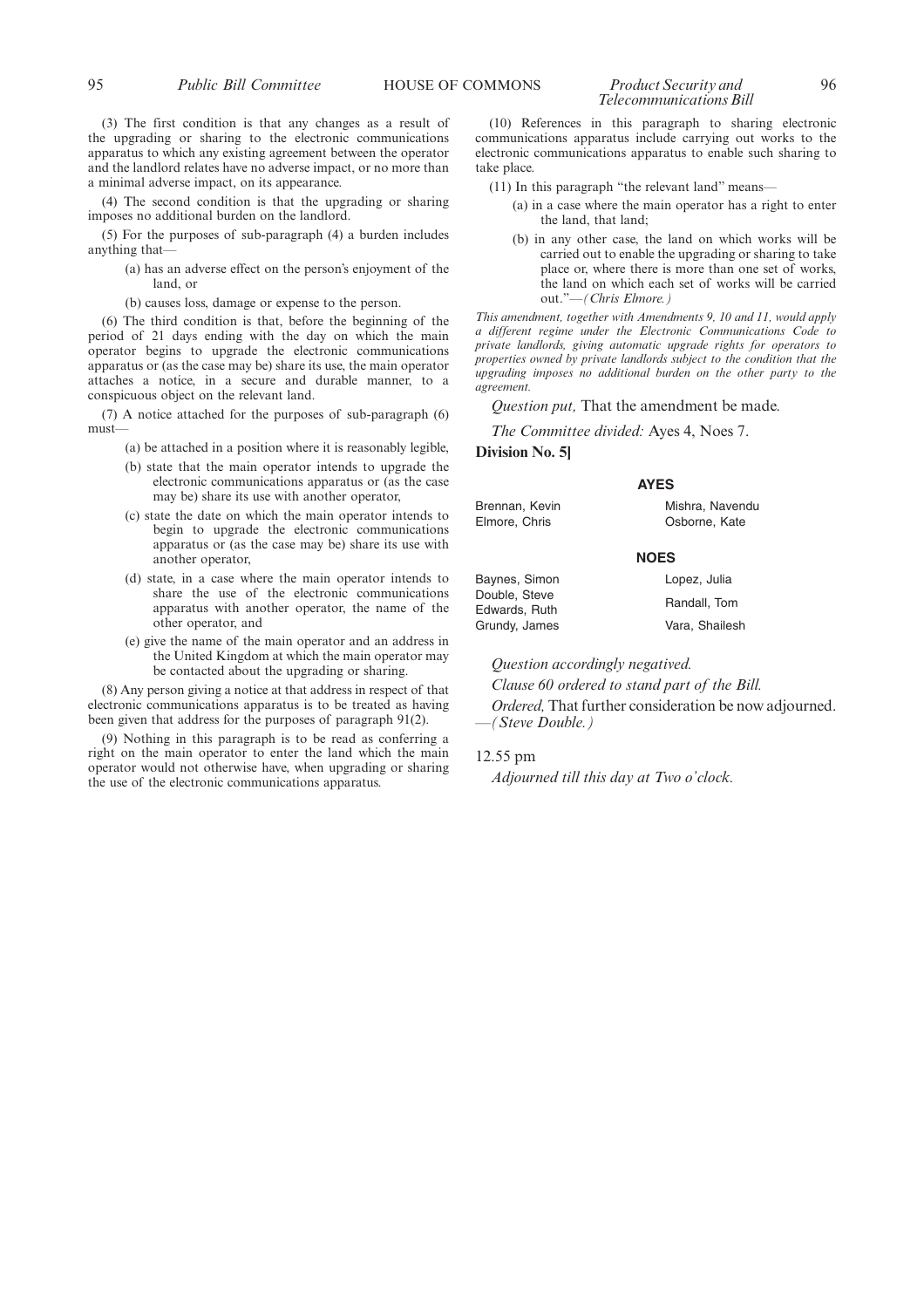(3) The first condition is that any changes as a result of the upgrading or sharing to the electronic communications apparatus to which any existing agreement between the operator and the landlord relates have no adverse impact, or no more than a minimal adverse impact, on its appearance.

(4) The second condition is that the upgrading or sharing imposes no additional burden on the landlord.

(5) For the purposes of sub-paragraph (4) a burden includes anything that—

(a) has an adverse effect on the person's enjoyment of the land, or

(b) causes loss, damage or expense to the person.

(6) The third condition is that, before the beginning of the period of 21 days ending with the day on which the main operator begins to upgrade the electronic communications apparatus or (as the case may be) share its use, the main operator attaches a notice, in a secure and durable manner, to a conspicuous object on the relevant land.

(7) A notice attached for the purposes of sub-paragraph (6) must—

(a) be attached in a position where it is reasonably legible,

(b) state that the main operator intends to upgrade the electronic communications apparatus or (as the case may be) share its use with another operator,

(c) state the date on which the main operator intends to begin to upgrade the electronic communications apparatus or (as the case may be) share its use with another operator,

(d) state, in a case where the main operator intends to share the use of the electronic communications apparatus with another operator, the name of the other operator, and

(e) give the name of the main operator and an address in the United Kingdom at which the main operator may be contacted about the upgrading or sharing.

(8) Any person giving a notice at that address in respect of that electronic communications apparatus is to be treated as having been given that address for the purposes of paragraph 91(2).

(9) Nothing in this paragraph is to be read as conferring a right on the main operator to enter the land which the main operator would not otherwise have, when upgrading or sharing the use of the electronic communications apparatus.

(10) References in this paragraph to sharing electronic communications apparatus include carrying out works to the electronic communications apparatus to enable such sharing to take place.

(11) In this paragraph "the relevant land" means—

(a) in a case where the main operator has a right to enter the land, that land;

(b) in any other case, the land on which works will be carried out to enable the upgrading or sharing to take place or, where there is more than one set of works, the land on which each set of works will be carried out."—*(Chris Elmore.)*

*This amendment, together with Amendments 9, 10 and 11, would apply a different regime under the Electronic Communications Code to private landlords, giving automatic upgrade rights for operators to properties owned by private landlords subject to the condition that the upgrading imposes no additional burden on the other party to the agreement.*

*Question put,* That the amendment be made.

*The Committee divided:* Ayes 4, Noes 7.

**Division No. 5]**

**AYES**

Brennan, Kevin
Elmore, Chris
Mishra, Navendu
Osborne, Kate

**NOES**

Baynes, Simon
Double, Steve
Edwards, Ruth
Grundy, James
Lopez, Julia
Randall, Tom
Vara, Shailesh

*Question accordingly negatived.*

*Clause 60 ordered to stand part of the Bill.*

*Ordered,* That further consideration be now adjourned. —*(Steve Double.)*

12.55 pm

*Adjourned till this day at Two o'clock.*